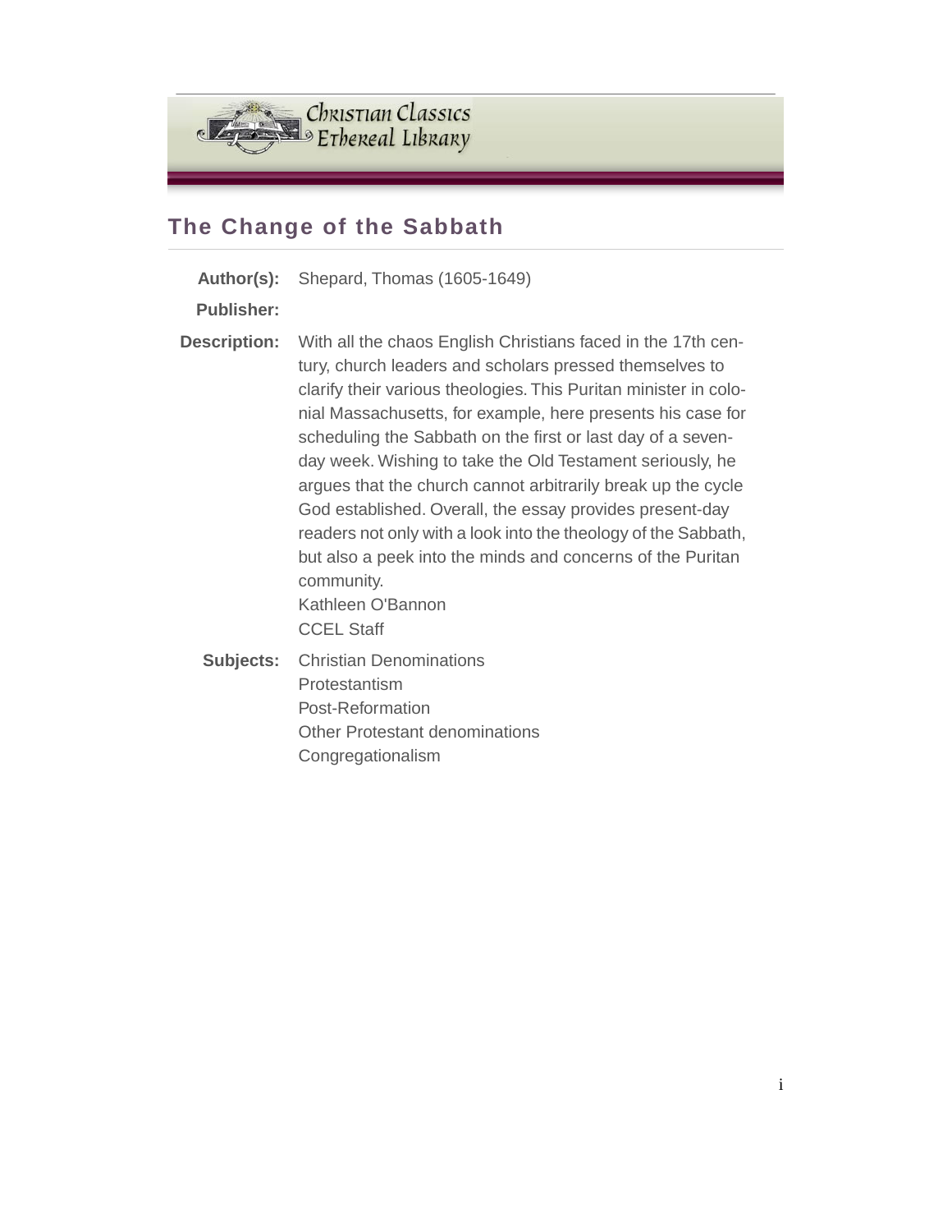## The Change of the Sabbath

**Author(s):** Shepard, Thomas (1605-1649)

**Publisher:**

**Description:** With all the chaos English Christians faced in the 17th century, church leaders and scholars pressed themselves to clarify their various theologies. This Puritan minister in colonial Massachusetts, for example, here presents his case for scheduling the Sabbath on the first or last day of a seven-day week. Wishing to take the Old Testament seriously, he argues that the church cannot arbitrarily break up the cycle God established. Overall, the essay provides present-day readers not only with a look into the theology of the Sabbath, but also a peek into the minds and concerns of the Puritan community.
Kathleen O'Bannon
CCEL Staff

**Subjects:** Christian Denominations
Protestantism
Post-Reformation
Other Protestant denominations
Congregationalism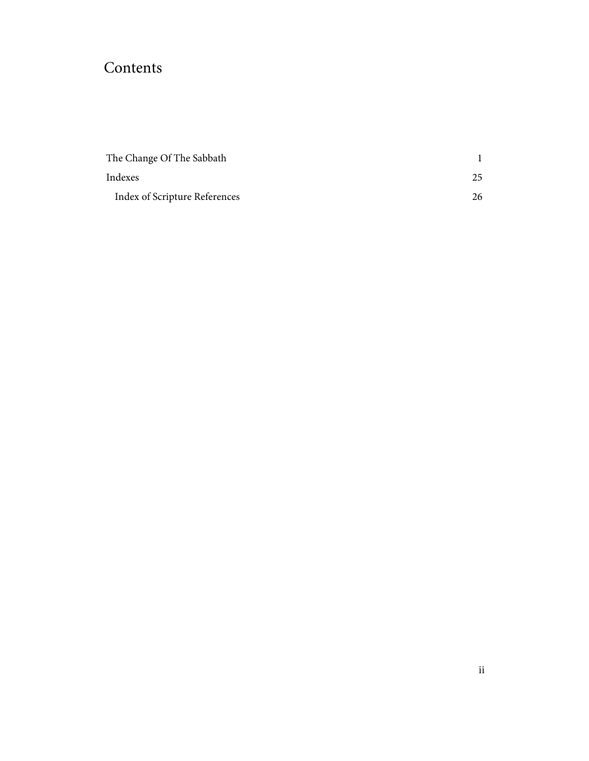# Contents

| | |
|---|---|
| The Change Of The Sabbath | 1 |
| Indexes | 25 |
| Index of Scripture References | 26 |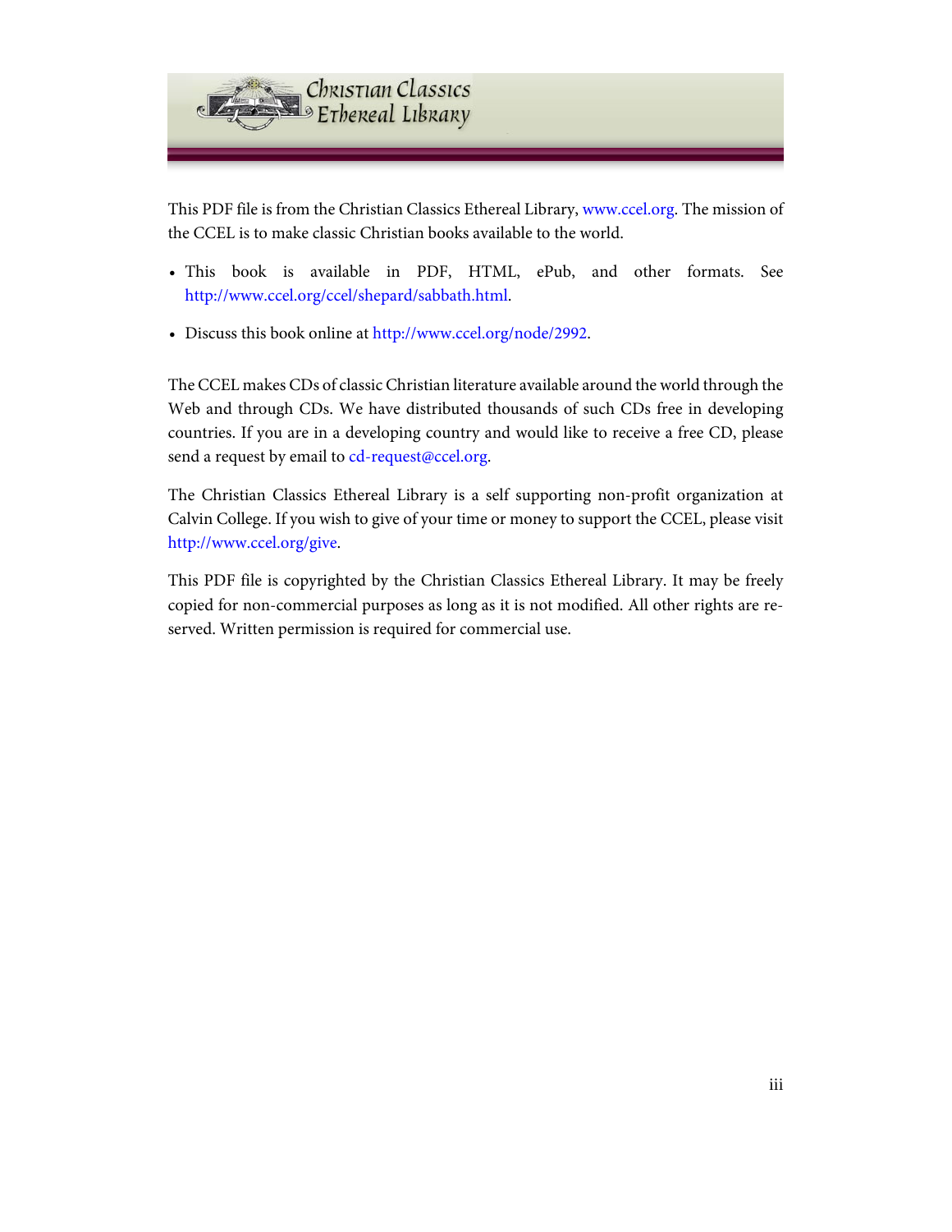This PDF file is from the Christian Classics Ethereal Library, www.ccel.org. The mission of the CCEL is to make classic Christian books available to the world.

- This book is available in PDF, HTML, ePub, and other formats. See http://www.ccel.org/ccel/shepard/sabbath.html.
- Discuss this book online at http://www.ccel.org/node/2992.

The CCEL makes CDs of classic Christian literature available around the world through the Web and through CDs. We have distributed thousands of such CDs free in developing countries. If you are in a developing country and would like to receive a free CD, please send a request by email to cd-request@ccel.org.

The Christian Classics Ethereal Library is a self supporting non-profit organization at Calvin College. If you wish to give of your time or money to support the CCEL, please visit http://www.ccel.org/give.

This PDF file is copyrighted by the Christian Classics Ethereal Library. It may be freely copied for non-commercial purposes as long as it is not modified. All other rights are reserved. Written permission is required for commercial use.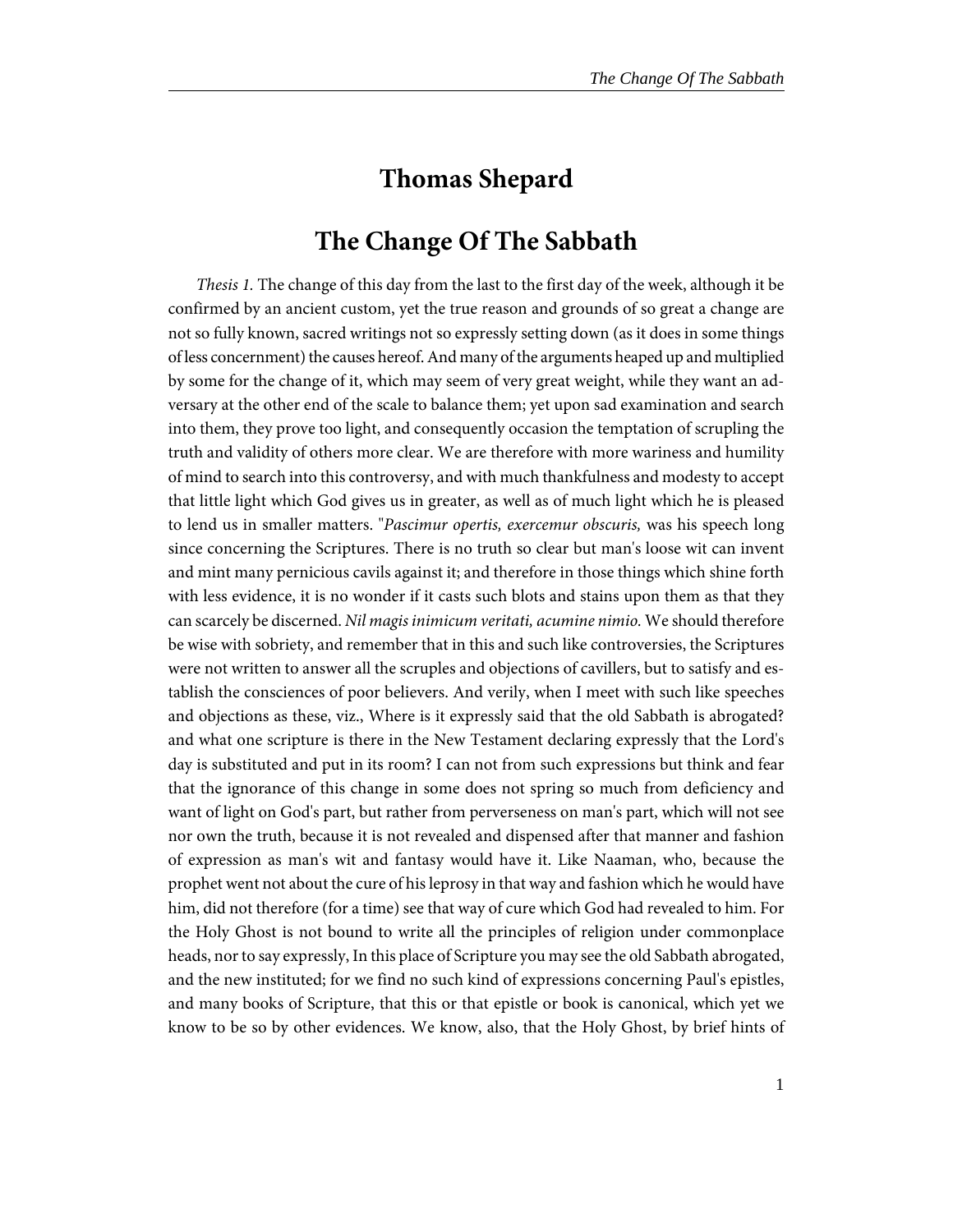# Thomas Shepard

## The Change Of The Sabbath

*Thesis 1.* The change of this day from the last to the first day of the week, although it be confirmed by an ancient custom, yet the true reason and grounds of so great a change are not so fully known, sacred writings not so expressly setting down (as it does in some things of less concernment) the causes hereof. And many of the arguments heaped up and multiplied by some for the change of it, which may seem of very great weight, while they want an adversary at the other end of the scale to balance them; yet upon sad examination and search into them, they prove too light, and consequently occasion the temptation of scrupling the truth and validity of others more clear. We are therefore with more wariness and humility of mind to search into this controversy, and with much thankfulness and modesty to accept that little light which God gives us in greater, as well as of much light which he is pleased to lend us in smaller matters. "*Pascimur opertis, exercemur obscuris,* was his speech long since concerning the Scriptures. There is no truth so clear but man's loose wit can invent and mint many pernicious cavils against it; and therefore in those things which shine forth with less evidence, it is no wonder if it casts such blots and stains upon them as that they can scarcely be discerned. *Nil magis inimicum veritati, acumine nimio.* We should therefore be wise with sobriety, and remember that in this and such like controversies, the Scriptures were not written to answer all the scruples and objections of cavillers, but to satisfy and establish the consciences of poor believers. And verily, when I meet with such like speeches and objections as these, viz., Where is it expressly said that the old Sabbath is abrogated? and what one scripture is there in the New Testament declaring expressly that the Lord's day is substituted and put in its room? I can not from such expressions but think and fear that the ignorance of this change in some does not spring so much from deficiency and want of light on God's part, but rather from perverseness on man's part, which will not see nor own the truth, because it is not revealed and dispensed after that manner and fashion of expression as man's wit and fantasy would have it. Like Naaman, who, because the prophet went not about the cure of his leprosy in that way and fashion which he would have him, did not therefore (for a time) see that way of cure which God had revealed to him. For the Holy Ghost is not bound to write all the principles of religion under commonplace heads, nor to say expressly, In this place of Scripture you may see the old Sabbath abrogated, and the new instituted; for we find no such kind of expressions concerning Paul's epistles, and many books of Scripture, that this or that epistle or book is canonical, which yet we know to be so by other evidences. We know, also, that the Holy Ghost, by brief hints of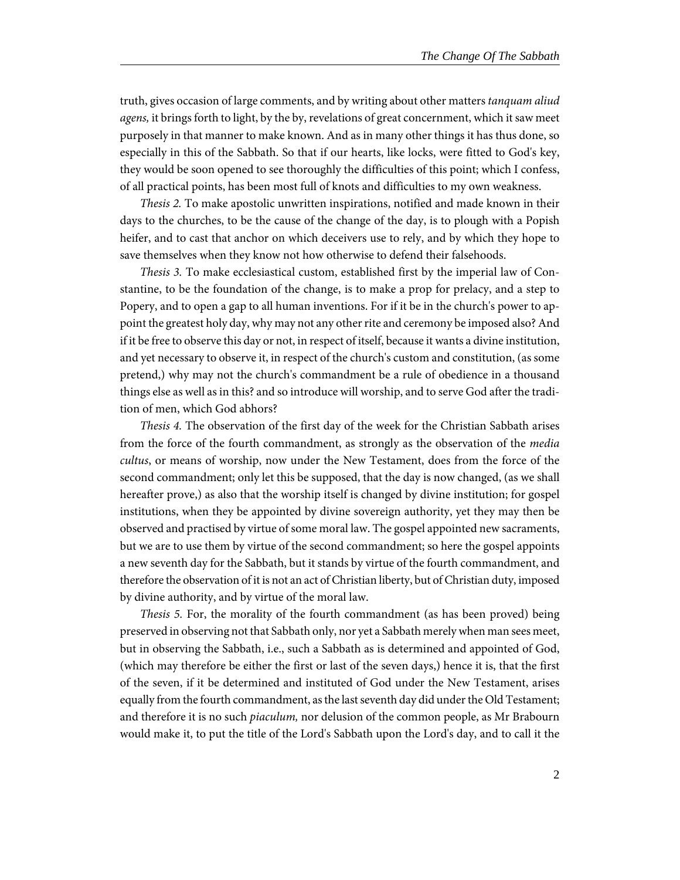truth, gives occasion of large comments, and by writing about other matters *tanquam aliud agens,* it brings forth to light, by the by, revelations of great concernment, which it saw meet purposely in that manner to make known. And as in many other things it has thus done, so especially in this of the Sabbath. So that if our hearts, like locks, were fitted to God's key, they would be soon opened to see thoroughly the difficulties of this point; which I confess, of all practical points, has been most full of knots and difficulties to my own weakness.

*Thesis 2.* To make apostolic unwritten inspirations, notified and made known in their days to the churches, to be the cause of the change of the day, is to plough with a Popish heifer, and to cast that anchor on which deceivers use to rely, and by which they hope to save themselves when they know not how otherwise to defend their falsehoods.

*Thesis 3.* To make ecclesiastical custom, established first by the imperial law of Constantine, to be the foundation of the change, is to make a prop for prelacy, and a step to Popery, and to open a gap to all human inventions. For if it be in the church's power to appoint the greatest holy day, why may not any other rite and ceremony be imposed also? And if it be free to observe this day or not, in respect of itself, because it wants a divine institution, and yet necessary to observe it, in respect of the church's custom and constitution, (as some pretend,) why may not the church's commandment be a rule of obedience in a thousand things else as well as in this? and so introduce will worship, and to serve God after the tradition of men, which God abhors?

*Thesis 4.* The observation of the first day of the week for the Christian Sabbath arises from the force of the fourth commandment, as strongly as the observation of the *media cultus*, or means of worship, now under the New Testament, does from the force of the second commandment; only let this be supposed, that the day is now changed, (as we shall hereafter prove,) as also that the worship itself is changed by divine institution; for gospel institutions, when they be appointed by divine sovereign authority, yet they may then be observed and practised by virtue of some moral law. The gospel appointed new sacraments, but we are to use them by virtue of the second commandment; so here the gospel appoints a new seventh day for the Sabbath, but it stands by virtue of the fourth commandment, and therefore the observation of it is not an act of Christian liberty, but of Christian duty, imposed by divine authority, and by virtue of the moral law.

*Thesis 5.* For, the morality of the fourth commandment (as has been proved) being preserved in observing not that Sabbath only, nor yet a Sabbath merely when man sees meet, but in observing the Sabbath, i.e., such a Sabbath as is determined and appointed of God, (which may therefore be either the first or last of the seven days,) hence it is, that the first of the seven, if it be determined and instituted of God under the New Testament, arises equally from the fourth commandment, as the last seventh day did under the Old Testament; and therefore it is no such *piaculum,* nor delusion of the common people, as Mr Brabourn would make it, to put the title of the Lord's Sabbath upon the Lord's day, and to call it the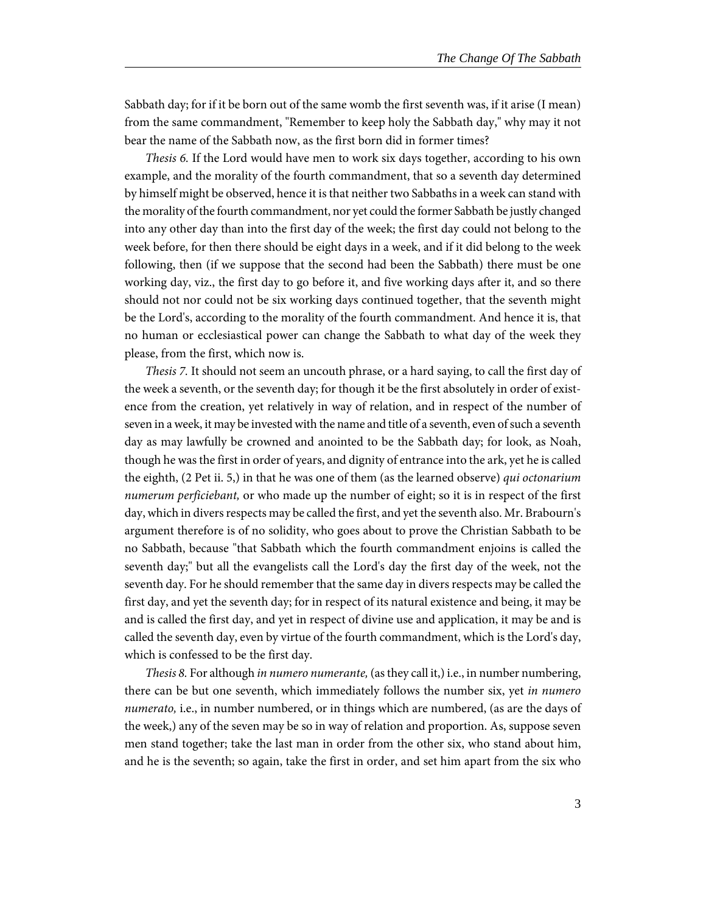Sabbath day; for if it be born out of the same womb the first seventh was, if it arise (I mean) from the same commandment, "Remember to keep holy the Sabbath day," why may it not bear the name of the Sabbath now, as the first born did in former times?

*Thesis 6.* If the Lord would have men to work six days together, according to his own example, and the morality of the fourth commandment, that so a seventh day determined by himself might be observed, hence it is that neither two Sabbaths in a week can stand with the morality of the fourth commandment, nor yet could the former Sabbath be justly changed into any other day than into the first day of the week; the first day could not belong to the week before, for then there should be eight days in a week, and if it did belong to the week following, then (if we suppose that the second had been the Sabbath) there must be one working day, viz., the first day to go before it, and five working days after it, and so there should not nor could not be six working days continued together, that the seventh might be the Lord's, according to the morality of the fourth commandment. And hence it is, that no human or ecclesiastical power can change the Sabbath to what day of the week they please, from the first, which now is.

*Thesis 7.* It should not seem an uncouth phrase, or a hard saying, to call the first day of the week a seventh, or the seventh day; for though it be the first absolutely in order of existence from the creation, yet relatively in way of relation, and in respect of the number of seven in a week, it may be invested with the name and title of a seventh, even of such a seventh day as may lawfully be crowned and anointed to be the Sabbath day; for look, as Noah, though he was the first in order of years, and dignity of entrance into the ark, yet he is called the eighth, (2 Pet ii. 5,) in that he was one of them (as the learned observe) *qui octonarium numerum perficiebant,* or who made up the number of eight; so it is in respect of the first day, which in divers respects may be called the first, and yet the seventh also. Mr. Brabourn's argument therefore is of no solidity, who goes about to prove the Christian Sabbath to be no Sabbath, because "that Sabbath which the fourth commandment enjoins is called the seventh day;" but all the evangelists call the Lord's day the first day of the week, not the seventh day. For he should remember that the same day in divers respects may be called the first day, and yet the seventh day; for in respect of its natural existence and being, it may be and is called the first day, and yet in respect of divine use and application, it may be and is called the seventh day, even by virtue of the fourth commandment, which is the Lord's day, which is confessed to be the first day.

*Thesis 8.* For although *in numero numerante,* (as they call it,) i.e., in number numbering, there can be but one seventh, which immediately follows the number six, yet *in numero numerato,* i.e., in number numbered, or in things which are numbered, (as are the days of the week,) any of the seven may be so in way of relation and proportion. As, suppose seven men stand together; take the last man in order from the other six, who stand about him, and he is the seventh; so again, take the first in order, and set him apart from the six who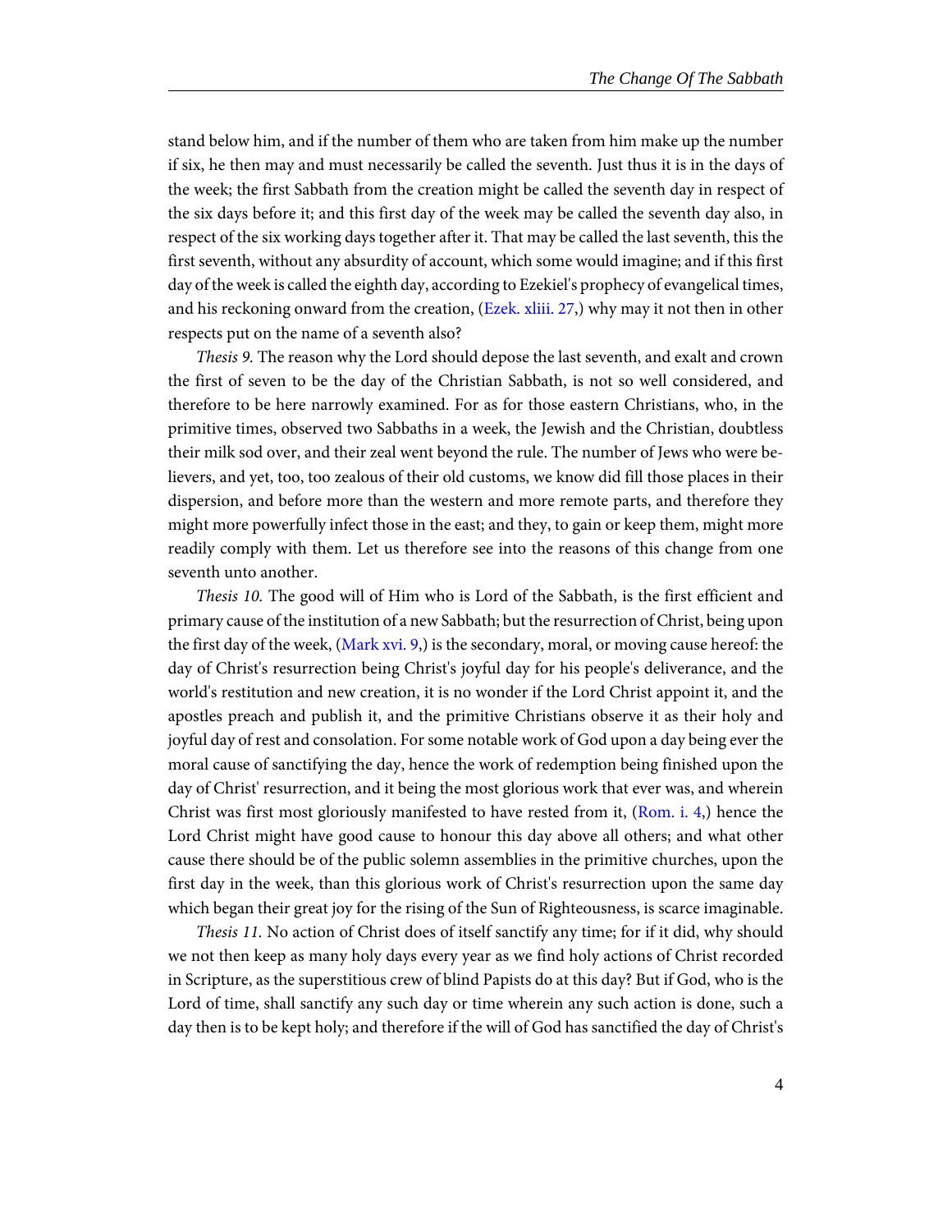stand below him, and if the number of them who are taken from him make up the number if six, he then may and must necessarily be called the seventh. Just thus it is in the days of the week; the first Sabbath from the creation might be called the seventh day in respect of the six days before it; and this first day of the week may be called the seventh day also, in respect of the six working days together after it. That may be called the last seventh, this the first seventh, without any absurdity of account, which some would imagine; and if this first day of the week is called the eighth day, according to Ezekiel's prophecy of evangelical times, and his reckoning onward from the creation, (Ezek. xliii. 27,) why may it not then in other respects put on the name of a seventh also?

*Thesis 9.* The reason why the Lord should depose the last seventh, and exalt and crown the first of seven to be the day of the Christian Sabbath, is not so well considered, and therefore to be here narrowly examined. For as for those eastern Christians, who, in the primitive times, observed two Sabbaths in a week, the Jewish and the Christian, doubtless their milk sod over, and their zeal went beyond the rule. The number of Jews who were believers, and yet, too, too zealous of their old customs, we know did fill those places in their dispersion, and before more than the western and more remote parts, and therefore they might more powerfully infect those in the east; and they, to gain or keep them, might more readily comply with them. Let us therefore see into the reasons of this change from one seventh unto another.

*Thesis 10.* The good will of Him who is Lord of the Sabbath, is the first efficient and primary cause of the institution of a new Sabbath; but the resurrection of Christ, being upon the first day of the week, (Mark xvi. 9,) is the secondary, moral, or moving cause hereof: the day of Christ's resurrection being Christ's joyful day for his people's deliverance, and the world's restitution and new creation, it is no wonder if the Lord Christ appoint it, and the apostles preach and publish it, and the primitive Christians observe it as their holy and joyful day of rest and consolation. For some notable work of God upon a day being ever the moral cause of sanctifying the day, hence the work of redemption being finished upon the day of Christ' resurrection, and it being the most glorious work that ever was, and wherein Christ was first most gloriously manifested to have rested from it, (Rom. i. 4,) hence the Lord Christ might have good cause to honour this day above all others; and what other cause there should be of the public solemn assemblies in the primitive churches, upon the first day in the week, than this glorious work of Christ's resurrection upon the same day which began their great joy for the rising of the Sun of Righteousness, is scarce imaginable.

*Thesis 11.* No action of Christ does of itself sanctify any time; for if it did, why should we not then keep as many holy days every year as we find holy actions of Christ recorded in Scripture, as the superstitious crew of blind Papists do at this day? But if God, who is the Lord of time, shall sanctify any such day or time wherein any such action is done, such a day then is to be kept holy; and therefore if the will of God has sanctified the day of Christ's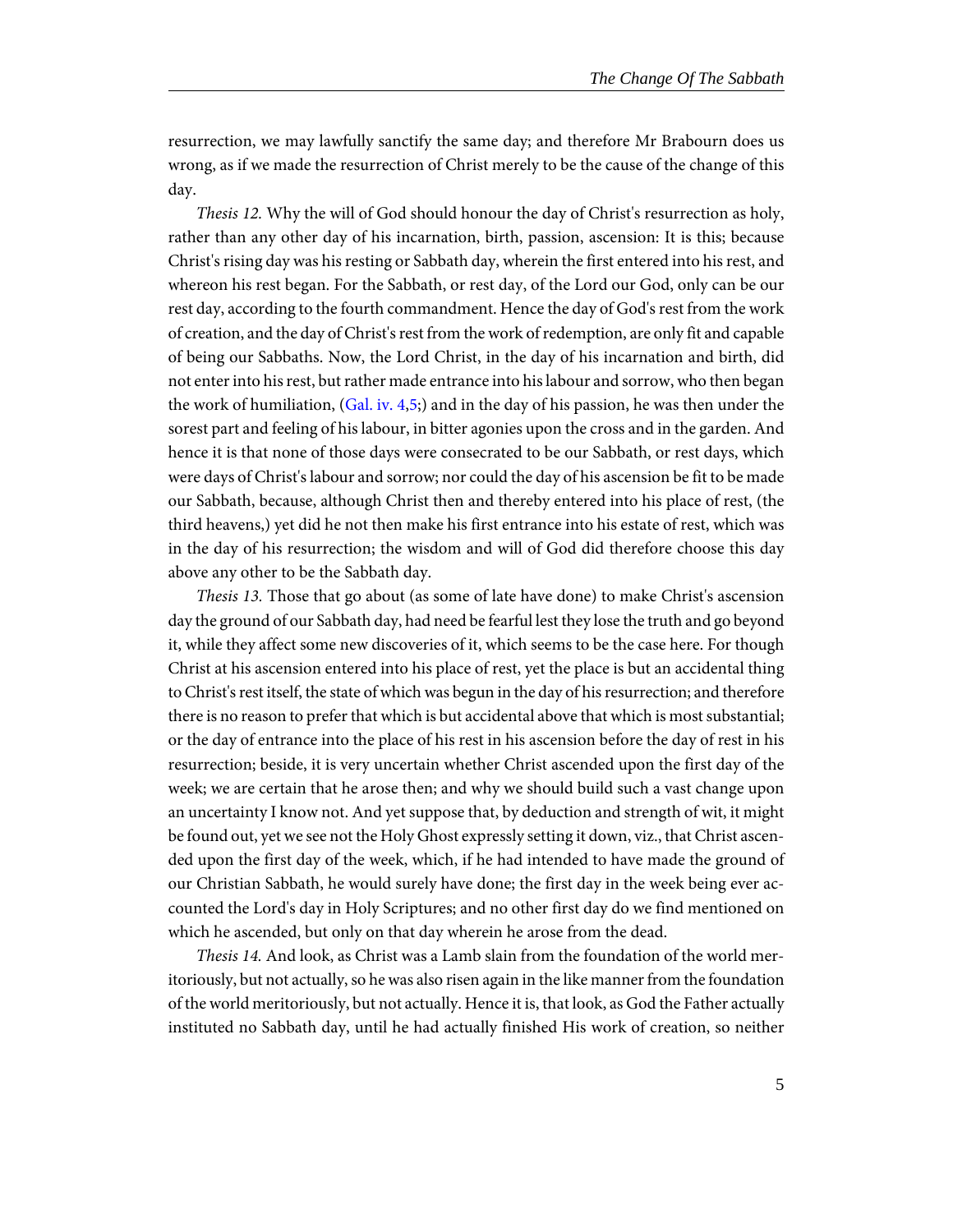resurrection, we may lawfully sanctify the same day; and therefore Mr Brabourn does us wrong, as if we made the resurrection of Christ merely to be the cause of the change of this day.

*Thesis 12.* Why the will of God should honour the day of Christ's resurrection as holy, rather than any other day of his incarnation, birth, passion, ascension: It is this; because Christ's rising day was his resting or Sabbath day, wherein the first entered into his rest, and whereon his rest began. For the Sabbath, or rest day, of the Lord our God, only can be our rest day, according to the fourth commandment. Hence the day of God's rest from the work of creation, and the day of Christ's rest from the work of redemption, are only fit and capable of being our Sabbaths. Now, the Lord Christ, in the day of his incarnation and birth, did not enter into his rest, but rather made entrance into his labour and sorrow, who then began the work of humiliation, (Gal. iv. 4,5;) and in the day of his passion, he was then under the sorest part and feeling of his labour, in bitter agonies upon the cross and in the garden. And hence it is that none of those days were consecrated to be our Sabbath, or rest days, which were days of Christ's labour and sorrow; nor could the day of his ascension be fit to be made our Sabbath, because, although Christ then and thereby entered into his place of rest, (the third heavens,) yet did he not then make his first entrance into his estate of rest, which was in the day of his resurrection; the wisdom and will of God did therefore choose this day above any other to be the Sabbath day.

*Thesis 13.* Those that go about (as some of late have done) to make Christ's ascension day the ground of our Sabbath day, had need be fearful lest they lose the truth and go beyond it, while they affect some new discoveries of it, which seems to be the case here. For though Christ at his ascension entered into his place of rest, yet the place is but an accidental thing to Christ's rest itself, the state of which was begun in the day of his resurrection; and therefore there is no reason to prefer that which is but accidental above that which is most substantial; or the day of entrance into the place of his rest in his ascension before the day of rest in his resurrection; beside, it is very uncertain whether Christ ascended upon the first day of the week; we are certain that he arose then; and why we should build such a vast change upon an uncertainty I know not. And yet suppose that, by deduction and strength of wit, it might be found out, yet we see not the Holy Ghost expressly setting it down, viz., that Christ ascended upon the first day of the week, which, if he had intended to have made the ground of our Christian Sabbath, he would surely have done; the first day in the week being ever accounted the Lord's day in Holy Scriptures; and no other first day do we find mentioned on which he ascended, but only on that day wherein he arose from the dead.

*Thesis 14.* And look, as Christ was a Lamb slain from the foundation of the world meritoriously, but not actually, so he was also risen again in the like manner from the foundation of the world meritoriously, but not actually. Hence it is, that look, as God the Father actually instituted no Sabbath day, until he had actually finished His work of creation, so neither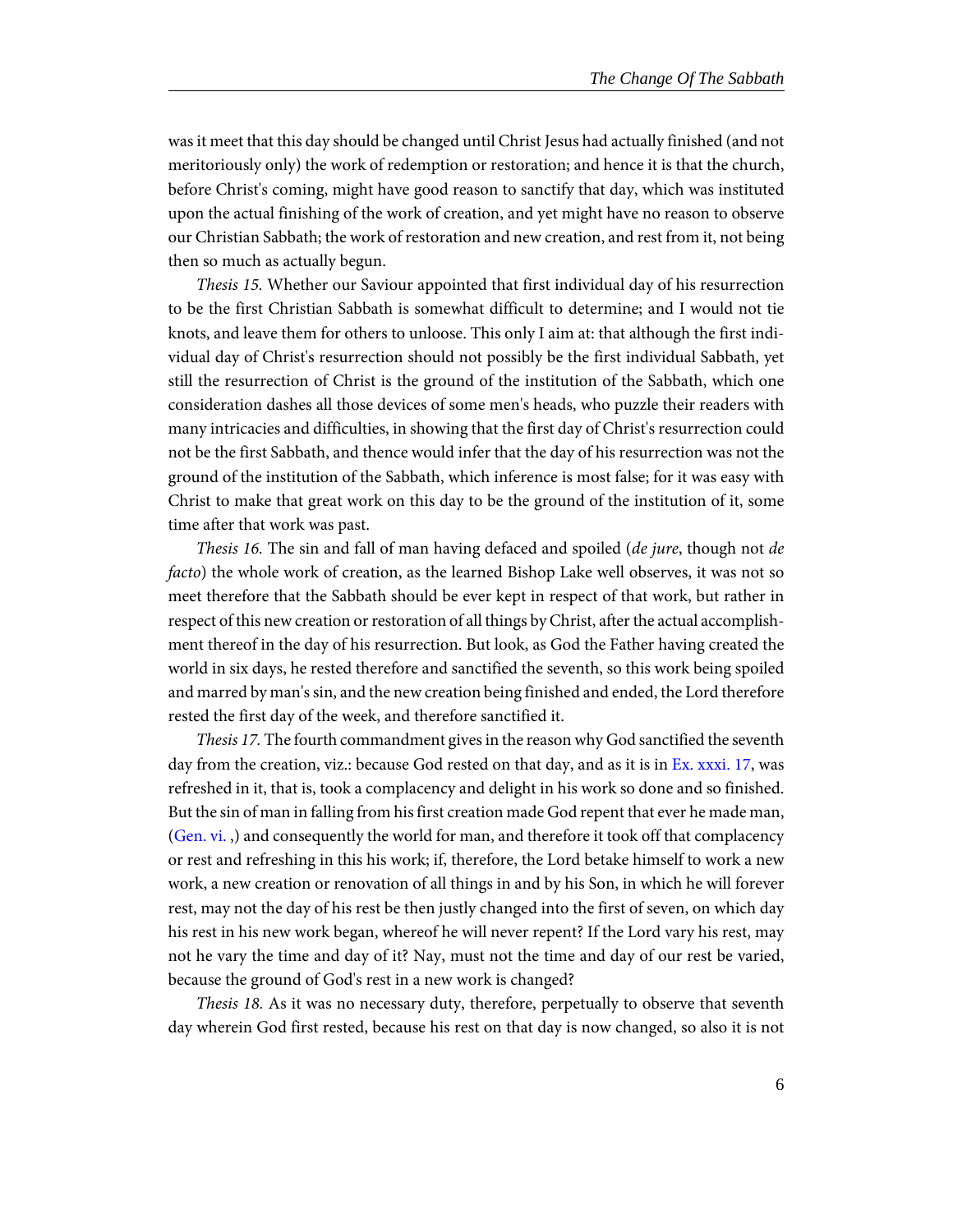was it meet that this day should be changed until Christ Jesus had actually finished (and not meritoriously only) the work of redemption or restoration; and hence it is that the church, before Christ's coming, might have good reason to sanctify that day, which was instituted upon the actual finishing of the work of creation, and yet might have no reason to observe our Christian Sabbath; the work of restoration and new creation, and rest from it, not being then so much as actually begun.

*Thesis 15.* Whether our Saviour appointed that first individual day of his resurrection to be the first Christian Sabbath is somewhat difficult to determine; and I would not tie knots, and leave them for others to unloose. This only I aim at: that although the first individual day of Christ's resurrection should not possibly be the first individual Sabbath, yet still the resurrection of Christ is the ground of the institution of the Sabbath, which one consideration dashes all those devices of some men's heads, who puzzle their readers with many intricacies and difficulties, in showing that the first day of Christ's resurrection could not be the first Sabbath, and thence would infer that the day of his resurrection was not the ground of the institution of the Sabbath, which inference is most false; for it was easy with Christ to make that great work on this day to be the ground of the institution of it, some time after that work was past.

*Thesis 16.* The sin and fall of man having defaced and spoiled (*de jure*, though not *de facto*) the whole work of creation, as the learned Bishop Lake well observes, it was not so meet therefore that the Sabbath should be ever kept in respect of that work, but rather in respect of this new creation or restoration of all things by Christ, after the actual accomplishment thereof in the day of his resurrection. But look, as God the Father having created the world in six days, he rested therefore and sanctified the seventh, so this work being spoiled and marred by man's sin, and the new creation being finished and ended, the Lord therefore rested the first day of the week, and therefore sanctified it.

*Thesis 17.* The fourth commandment gives in the reason why God sanctified the seventh day from the creation, viz.: because God rested on that day, and as it is in Ex. xxxi. 17, was refreshed in it, that is, took a complacency and delight in his work so done and so finished. But the sin of man in falling from his first creation made God repent that ever he made man, (Gen. vi. ,) and consequently the world for man, and therefore it took off that complacency or rest and refreshing in this his work; if, therefore, the Lord betake himself to work a new work, a new creation or renovation of all things in and by his Son, in which he will forever rest, may not the day of his rest be then justly changed into the first of seven, on which day his rest in his new work began, whereof he will never repent? If the Lord vary his rest, may not he vary the time and day of it? Nay, must not the time and day of our rest be varied, because the ground of God's rest in a new work is changed?

*Thesis 18.* As it was no necessary duty, therefore, perpetually to observe that seventh day wherein God first rested, because his rest on that day is now changed, so also it is not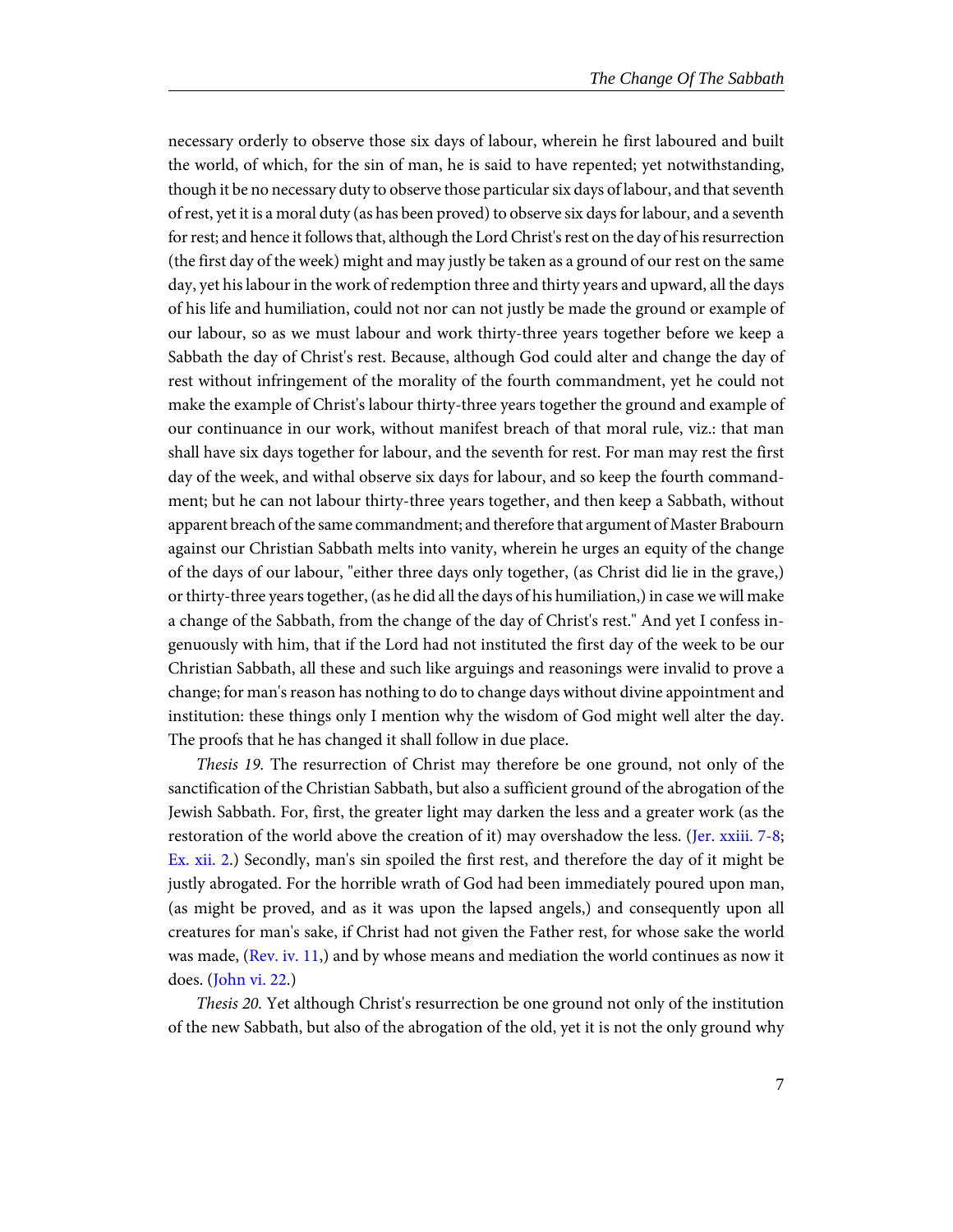necessary orderly to observe those six days of labour, wherein he first laboured and built the world, of which, for the sin of man, he is said to have repented; yet notwithstanding, though it be no necessary duty to observe those particular six days of labour, and that seventh of rest, yet it is a moral duty (as has been proved) to observe six days for labour, and a seventh for rest; and hence it follows that, although the Lord Christ's rest on the day of his resurrection (the first day of the week) might and may justly be taken as a ground of our rest on the same day, yet his labour in the work of redemption three and thirty years and upward, all the days of his life and humiliation, could not nor can not justly be made the ground or example of our labour, so as we must labour and work thirty-three years together before we keep a Sabbath the day of Christ's rest. Because, although God could alter and change the day of rest without infringement of the morality of the fourth commandment, yet he could not make the example of Christ's labour thirty-three years together the ground and example of our continuance in our work, without manifest breach of that moral rule, viz.: that man shall have six days together for labour, and the seventh for rest. For man may rest the first day of the week, and withal observe six days for labour, and so keep the fourth commandment; but he can not labour thirty-three years together, and then keep a Sabbath, without apparent breach of the same commandment; and therefore that argument of Master Brabourn against our Christian Sabbath melts into vanity, wherein he urges an equity of the change of the days of our labour, "either three days only together, (as Christ did lie in the grave,) or thirty-three years together, (as he did all the days of his humiliation,) in case we will make a change of the Sabbath, from the change of the day of Christ's rest." And yet I confess ingenuously with him, that if the Lord had not instituted the first day of the week to be our Christian Sabbath, all these and such like arguings and reasonings were invalid to prove a change; for man's reason has nothing to do to change days without divine appointment and institution: these things only I mention why the wisdom of God might well alter the day. The proofs that he has changed it shall follow in due place.

*Thesis 19.* The resurrection of Christ may therefore be one ground, not only of the sanctification of the Christian Sabbath, but also a sufficient ground of the abrogation of the Jewish Sabbath. For, first, the greater light may darken the less and a greater work (as the restoration of the world above the creation of it) may overshadow the less. (Jer. xxiii. 7-8; Ex. xii. 2.) Secondly, man's sin spoiled the first rest, and therefore the day of it might be justly abrogated. For the horrible wrath of God had been immediately poured upon man, (as might be proved, and as it was upon the lapsed angels,) and consequently upon all creatures for man's sake, if Christ had not given the Father rest, for whose sake the world was made, (Rev. iv. 11,) and by whose means and mediation the world continues as now it does. (John vi. 22.)

*Thesis 20.* Yet although Christ's resurrection be one ground not only of the institution of the new Sabbath, but also of the abrogation of the old, yet it is not the only ground why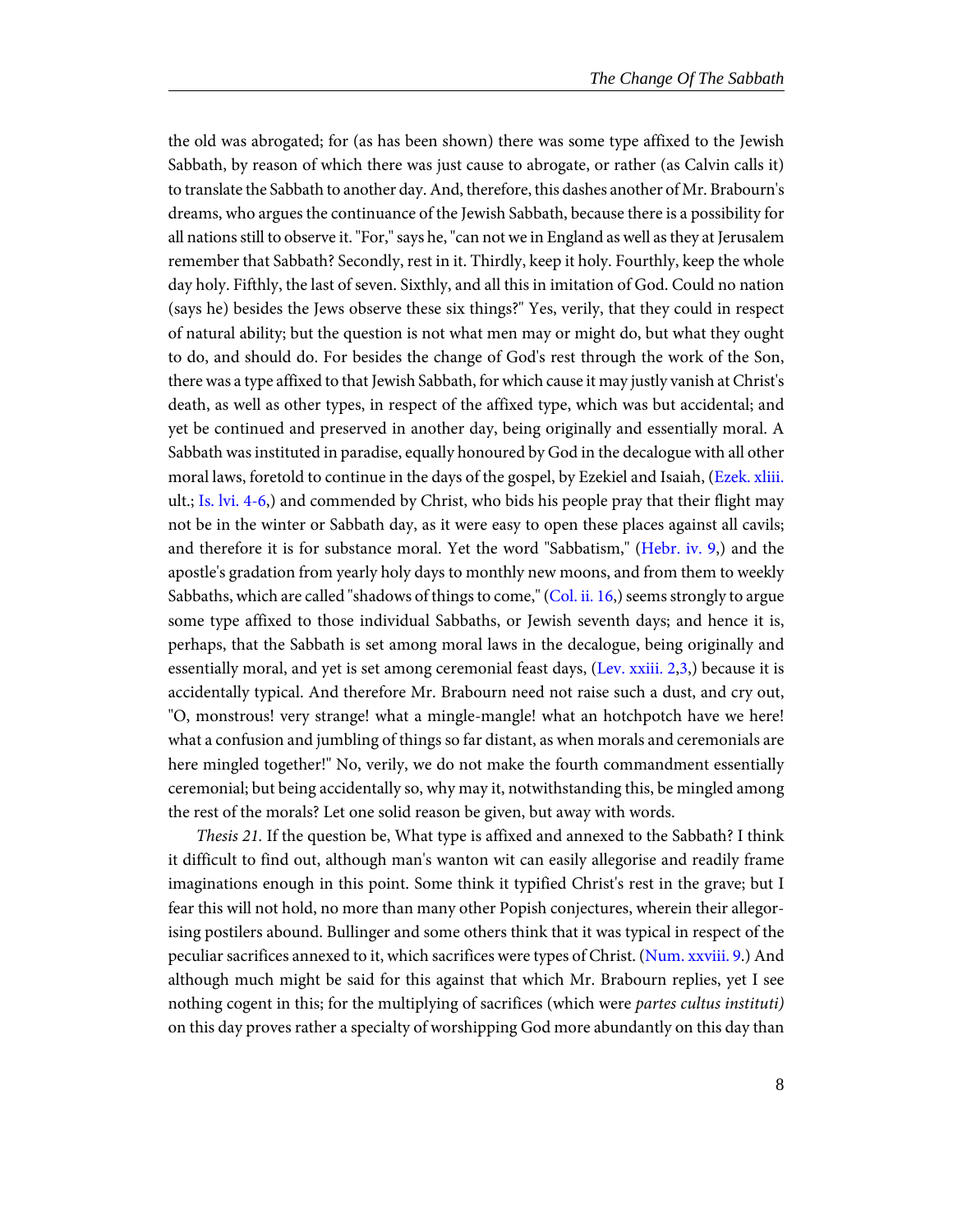the old was abrogated; for (as has been shown) there was some type affixed to the Jewish Sabbath, by reason of which there was just cause to abrogate, or rather (as Calvin calls it) to translate the Sabbath to another day. And, therefore, this dashes another of Mr. Brabourn's dreams, who argues the continuance of the Jewish Sabbath, because there is a possibility for all nations still to observe it. "For," says he, "can not we in England as well as they at Jerusalem remember that Sabbath? Secondly, rest in it. Thirdly, keep it holy. Fourthly, keep the whole day holy. Fifthly, the last of seven. Sixthly, and all this in imitation of God. Could no nation (says he) besides the Jews observe these six things?" Yes, verily, that they could in respect of natural ability; but the question is not what men may or might do, but what they ought to do, and should do. For besides the change of God's rest through the work of the Son, there was a type affixed to that Jewish Sabbath, for which cause it may justly vanish at Christ's death, as well as other types, in respect of the affixed type, which was but accidental; and yet be continued and preserved in another day, being originally and essentially moral. A Sabbath was instituted in paradise, equally honoured by God in the decalogue with all other moral laws, foretold to continue in the days of the gospel, by Ezekiel and Isaiah, (Ezek. xliii. ult.; Is. lvi. 4-6,) and commended by Christ, who bids his people pray that their flight may not be in the winter or Sabbath day, as it were easy to open these places against all cavils; and therefore it is for substance moral. Yet the word "Sabbatism," (Hebr. iv. 9,) and the apostle's gradation from yearly holy days to monthly new moons, and from them to weekly Sabbaths, which are called "shadows of things to come," (Col. ii. 16,) seems strongly to argue some type affixed to those individual Sabbaths, or Jewish seventh days; and hence it is, perhaps, that the Sabbath is set among moral laws in the decalogue, being originally and essentially moral, and yet is set among ceremonial feast days, (Lev. xxiii. 2,3,) because it is accidentally typical. And therefore Mr. Brabourn need not raise such a dust, and cry out, "O, monstrous! very strange! what a mingle-mangle! what an hotchpotch have we here! what a confusion and jumbling of things so far distant, as when morals and ceremonials are here mingled together!" No, verily, we do not make the fourth commandment essentially ceremonial; but being accidentally so, why may it, notwithstanding this, be mingled among the rest of the morals? Let one solid reason be given, but away with words.

*Thesis 21.* If the question be, What type is affixed and annexed to the Sabbath? I think it difficult to find out, although man's wanton wit can easily allegorise and readily frame imaginations enough in this point. Some think it typified Christ's rest in the grave; but I fear this will not hold, no more than many other Popish conjectures, wherein their allegorising postilers abound. Bullinger and some others think that it was typical in respect of the peculiar sacrifices annexed to it, which sacrifices were types of Christ. (Num. xxviii. 9.) And although much might be said for this against that which Mr. Brabourn replies, yet I see nothing cogent in this; for the multiplying of sacrifices (which were *partes cultus instituti)* on this day proves rather a specialty of worshipping God more abundantly on this day than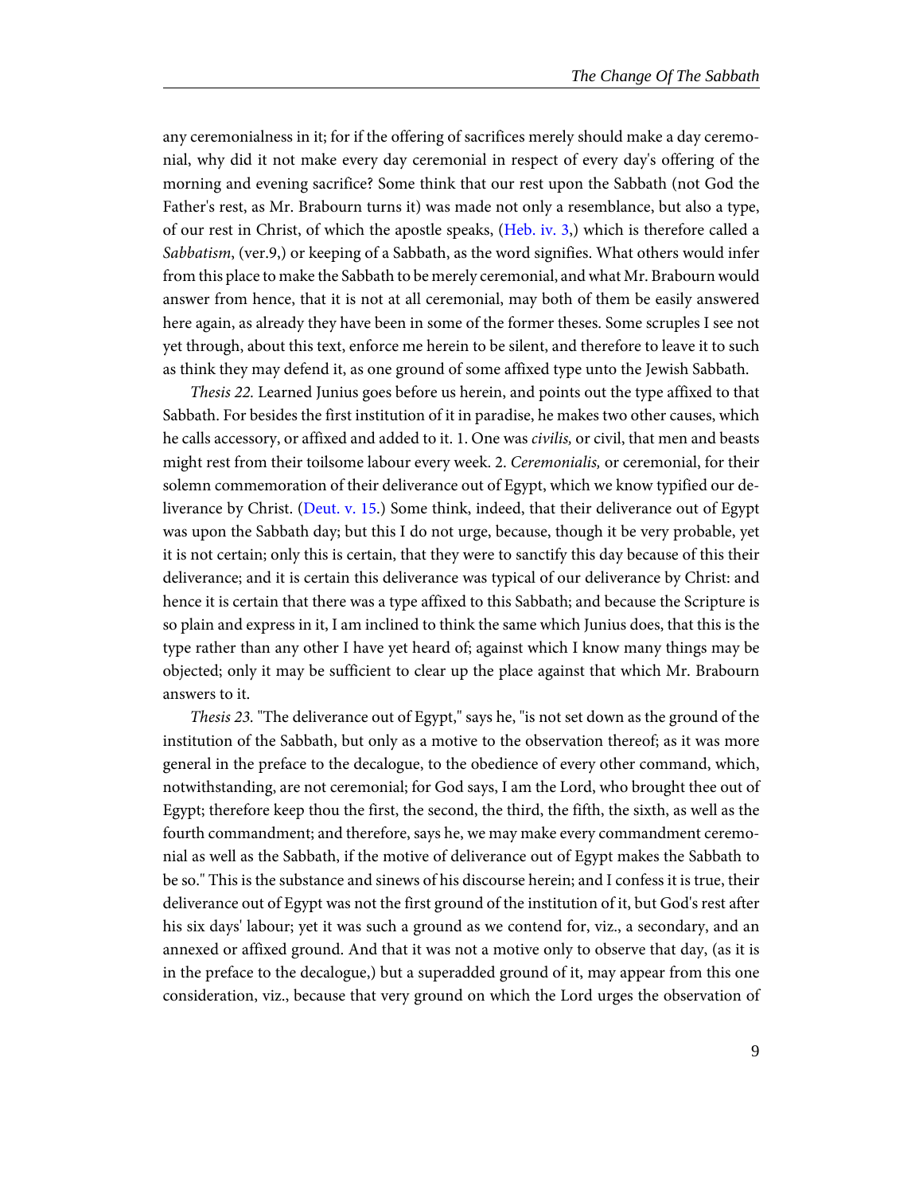any ceremonialness in it; for if the offering of sacrifices merely should make a day ceremonial, why did it not make every day ceremonial in respect of every day's offering of the morning and evening sacrifice? Some think that our rest upon the Sabbath (not God the Father's rest, as Mr. Brabourn turns it) was made not only a resemblance, but also a type, of our rest in Christ, of which the apostle speaks, (Heb. iv. 3,) which is therefore called a *Sabbatism*, (ver.9,) or keeping of a Sabbath, as the word signifies. What others would infer from this place to make the Sabbath to be merely ceremonial, and what Mr. Brabourn would answer from hence, that it is not at all ceremonial, may both of them be easily answered here again, as already they have been in some of the former theses. Some scruples I see not yet through, about this text, enforce me herein to be silent, and therefore to leave it to such as think they may defend it, as one ground of some affixed type unto the Jewish Sabbath.

*Thesis 22.* Learned Junius goes before us herein, and points out the type affixed to that Sabbath. For besides the first institution of it in paradise, he makes two other causes, which he calls accessory, or affixed and added to it. 1. One was *civilis,* or civil, that men and beasts might rest from their toilsome labour every week. 2. *Ceremonialis,* or ceremonial, for their solemn commemoration of their deliverance out of Egypt, which we know typified our deliverance by Christ. (Deut. v. 15.) Some think, indeed, that their deliverance out of Egypt was upon the Sabbath day; but this I do not urge, because, though it be very probable, yet it is not certain; only this is certain, that they were to sanctify this day because of this their deliverance; and it is certain this deliverance was typical of our deliverance by Christ: and hence it is certain that there was a type affixed to this Sabbath; and because the Scripture is so plain and express in it, I am inclined to think the same which Junius does, that this is the type rather than any other I have yet heard of; against which I know many things may be objected; only it may be sufficient to clear up the place against that which Mr. Brabourn answers to it.

*Thesis 23.* "The deliverance out of Egypt," says he, "is not set down as the ground of the institution of the Sabbath, but only as a motive to the observation thereof; as it was more general in the preface to the decalogue, to the obedience of every other command, which, notwithstanding, are not ceremonial; for God says, I am the Lord, who brought thee out of Egypt; therefore keep thou the first, the second, the third, the fifth, the sixth, as well as the fourth commandment; and therefore, says he, we may make every commandment ceremonial as well as the Sabbath, if the motive of deliverance out of Egypt makes the Sabbath to be so." This is the substance and sinews of his discourse herein; and I confess it is true, their deliverance out of Egypt was not the first ground of the institution of it, but God's rest after his six days' labour; yet it was such a ground as we contend for, viz., a secondary, and an annexed or affixed ground. And that it was not a motive only to observe that day, (as it is in the preface to the decalogue,) but a superadded ground of it, may appear from this one consideration, viz., because that very ground on which the Lord urges the observation of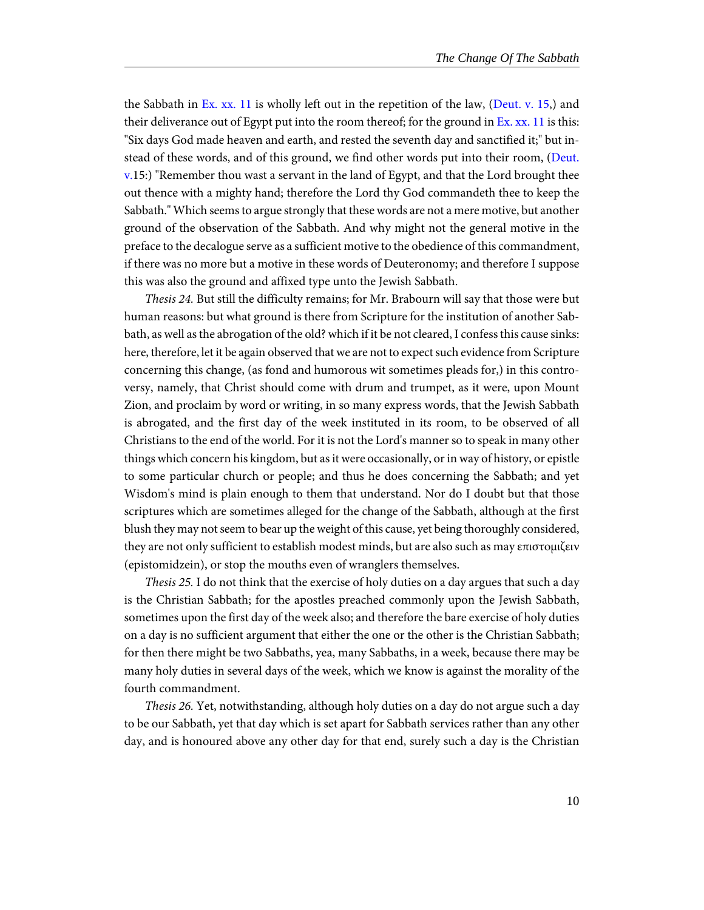the Sabbath in Ex. xx. 11 is wholly left out in the repetition of the law, (Deut. v. 15,) and their deliverance out of Egypt put into the room thereof; for the ground in Ex. xx. 11 is this: "Six days God made heaven and earth, and rested the seventh day and sanctified it;" but instead of these words, and of this ground, we find other words put into their room, (Deut. v.15:) "Remember thou wast a servant in the land of Egypt, and that the Lord brought thee out thence with a mighty hand; therefore the Lord thy God commandeth thee to keep the Sabbath." Which seems to argue strongly that these words are not a mere motive, but another ground of the observation of the Sabbath. And why might not the general motive in the preface to the decalogue serve as a sufficient motive to the obedience of this commandment, if there was no more but a motive in these words of Deuteronomy; and therefore I suppose this was also the ground and affixed type unto the Jewish Sabbath.

*Thesis 24.* But still the difficulty remains; for Mr. Brabourn will say that those were but human reasons: but what ground is there from Scripture for the institution of another Sabbath, as well as the abrogation of the old? which if it be not cleared, I confess this cause sinks: here, therefore, let it be again observed that we are not to expect such evidence from Scripture concerning this change, (as fond and humorous wit sometimes pleads for,) in this controversy, namely, that Christ should come with drum and trumpet, as it were, upon Mount Zion, and proclaim by word or writing, in so many express words, that the Jewish Sabbath is abrogated, and the first day of the week instituted in its room, to be observed of all Christians to the end of the world. For it is not the Lord's manner so to speak in many other things which concern his kingdom, but as it were occasionally, or in way of history, or epistle to some particular church or people; and thus he does concerning the Sabbath; and yet Wisdom's mind is plain enough to them that understand. Nor do I doubt but that those scriptures which are sometimes alleged for the change of the Sabbath, although at the first blush they may not seem to bear up the weight of this cause, yet being thoroughly considered, they are not only sufficient to establish modest minds, but are also such as may επιστομιζειν (epistomidzein), or stop the mouths even of wranglers themselves.

*Thesis 25.* I do not think that the exercise of holy duties on a day argues that such a day is the Christian Sabbath; for the apostles preached commonly upon the Jewish Sabbath, sometimes upon the first day of the week also; and therefore the bare exercise of holy duties on a day is no sufficient argument that either the one or the other is the Christian Sabbath; for then there might be two Sabbaths, yea, many Sabbaths, in a week, because there may be many holy duties in several days of the week, which we know is against the morality of the fourth commandment.

*Thesis 26.* Yet, notwithstanding, although holy duties on a day do not argue such a day to be our Sabbath, yet that day which is set apart for Sabbath services rather than any other day, and is honoured above any other day for that end, surely such a day is the Christian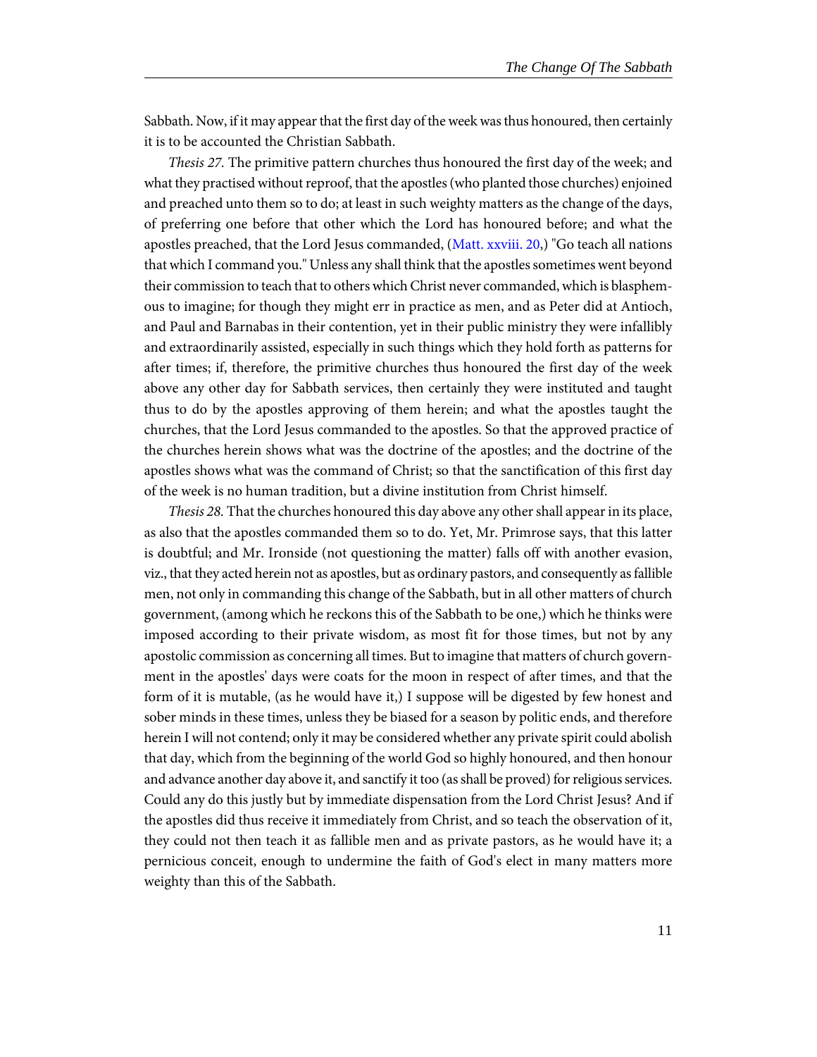Sabbath. Now, if it may appear that the first day of the week was thus honoured, then certainly it is to be accounted the Christian Sabbath.

*Thesis 27.* The primitive pattern churches thus honoured the first day of the week; and what they practised without reproof, that the apostles (who planted those churches) enjoined and preached unto them so to do; at least in such weighty matters as the change of the days, of preferring one before that other which the Lord has honoured before; and what the apostles preached, that the Lord Jesus commanded, (Matt. xxviii. 20,) "Go teach all nations that which I command you." Unless any shall think that the apostles sometimes went beyond their commission to teach that to others which Christ never commanded, which is blasphemous to imagine; for though they might err in practice as men, and as Peter did at Antioch, and Paul and Barnabas in their contention, yet in their public ministry they were infallibly and extraordinarily assisted, especially in such things which they hold forth as patterns for after times; if, therefore, the primitive churches thus honoured the first day of the week above any other day for Sabbath services, then certainly they were instituted and taught thus to do by the apostles approving of them herein; and what the apostles taught the churches, that the Lord Jesus commanded to the apostles. So that the approved practice of the churches herein shows what was the doctrine of the apostles; and the doctrine of the apostles shows what was the command of Christ; so that the sanctification of this first day of the week is no human tradition, but a divine institution from Christ himself.

*Thesis 28.* That the churches honoured this day above any other shall appear in its place, as also that the apostles commanded them so to do. Yet, Mr. Primrose says, that this latter is doubtful; and Mr. Ironside (not questioning the matter) falls off with another evasion, viz., that they acted herein not as apostles, but as ordinary pastors, and consequently as fallible men, not only in commanding this change of the Sabbath, but in all other matters of church government, (among which he reckons this of the Sabbath to be one,) which he thinks were imposed according to their private wisdom, as most fit for those times, but not by any apostolic commission as concerning all times. But to imagine that matters of church government in the apostles' days were coats for the moon in respect of after times, and that the form of it is mutable, (as he would have it,) I suppose will be digested by few honest and sober minds in these times, unless they be biased for a season by politic ends, and therefore herein I will not contend; only it may be considered whether any private spirit could abolish that day, which from the beginning of the world God so highly honoured, and then honour and advance another day above it, and sanctify it too (as shall be proved) for religious services. Could any do this justly but by immediate dispensation from the Lord Christ Jesus? And if the apostles did thus receive it immediately from Christ, and so teach the observation of it, they could not then teach it as fallible men and as private pastors, as he would have it; a pernicious conceit, enough to undermine the faith of God's elect in many matters more weighty than this of the Sabbath.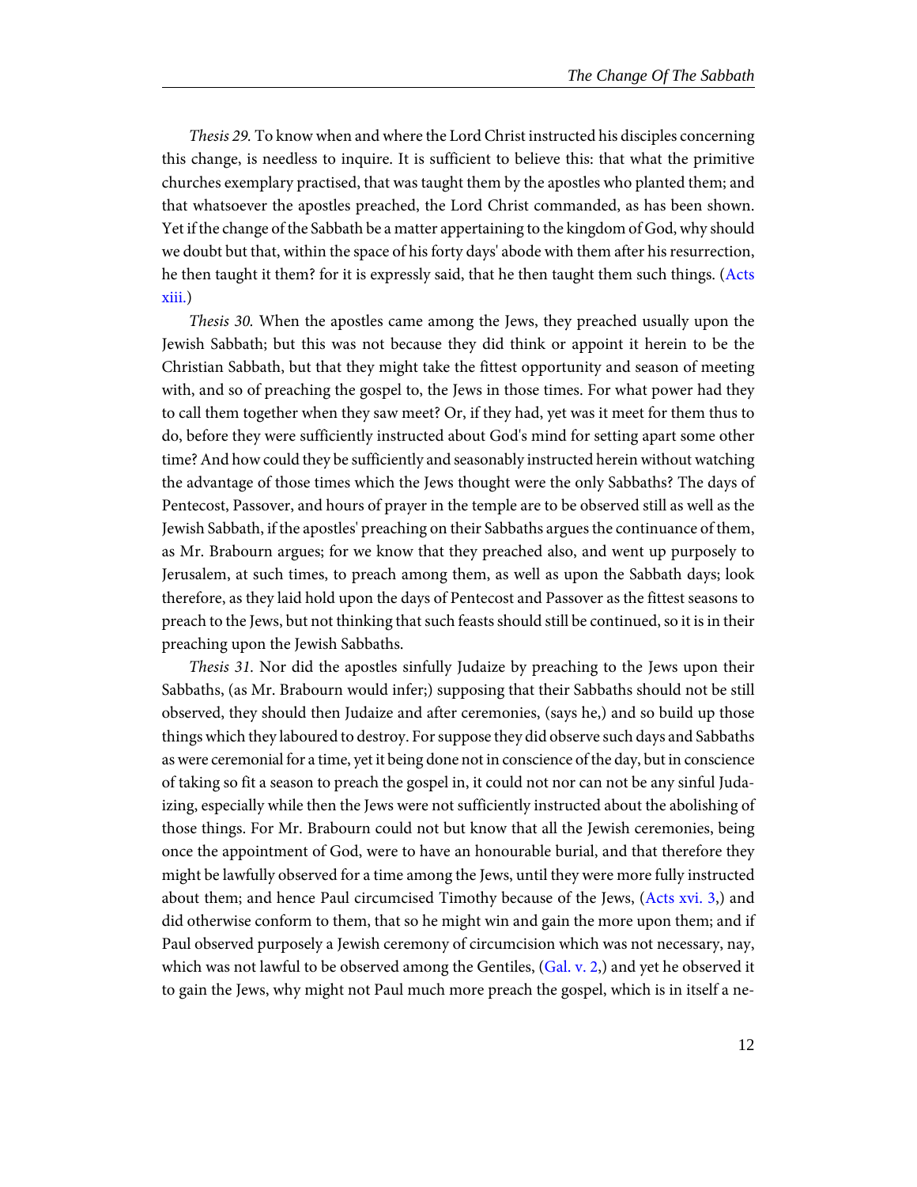*Thesis 29.* To know when and where the Lord Christ instructed his disciples concerning this change, is needless to inquire. It is sufficient to believe this: that what the primitive churches exemplary practised, that was taught them by the apostles who planted them; and that whatsoever the apostles preached, the Lord Christ commanded, as has been shown. Yet if the change of the Sabbath be a matter appertaining to the kingdom of God, why should we doubt but that, within the space of his forty days' abode with them after his resurrection, he then taught it them? for it is expressly said, that he then taught them such things. (Acts xiii.)

*Thesis 30.* When the apostles came among the Jews, they preached usually upon the Jewish Sabbath; but this was not because they did think or appoint it herein to be the Christian Sabbath, but that they might take the fittest opportunity and season of meeting with, and so of preaching the gospel to, the Jews in those times. For what power had they to call them together when they saw meet? Or, if they had, yet was it meet for them thus to do, before they were sufficiently instructed about God's mind for setting apart some other time? And how could they be sufficiently and seasonably instructed herein without watching the advantage of those times which the Jews thought were the only Sabbaths? The days of Pentecost, Passover, and hours of prayer in the temple are to be observed still as well as the Jewish Sabbath, if the apostles' preaching on their Sabbaths argues the continuance of them, as Mr. Brabourn argues; for we know that they preached also, and went up purposely to Jerusalem, at such times, to preach among them, as well as upon the Sabbath days; look therefore, as they laid hold upon the days of Pentecost and Passover as the fittest seasons to preach to the Jews, but not thinking that such feasts should still be continued, so it is in their preaching upon the Jewish Sabbaths.

*Thesis 31.* Nor did the apostles sinfully Judaize by preaching to the Jews upon their Sabbaths, (as Mr. Brabourn would infer;) supposing that their Sabbaths should not be still observed, they should then Judaize and after ceremonies, (says he,) and so build up those things which they laboured to destroy. For suppose they did observe such days and Sabbaths as were ceremonial for a time, yet it being done not in conscience of the day, but in conscience of taking so fit a season to preach the gospel in, it could not nor can not be any sinful Judaizing, especially while then the Jews were not sufficiently instructed about the abolishing of those things. For Mr. Brabourn could not but know that all the Jewish ceremonies, being once the appointment of God, were to have an honourable burial, and that therefore they might be lawfully observed for a time among the Jews, until they were more fully instructed about them; and hence Paul circumcised Timothy because of the Jews, (Acts xvi. 3,) and did otherwise conform to them, that so he might win and gain the more upon them; and if Paul observed purposely a Jewish ceremony of circumcision which was not necessary, nay, which was not lawful to be observed among the Gentiles, (Gal. v. 2,) and yet he observed it to gain the Jews, why might not Paul much more preach the gospel, which is in itself a ne-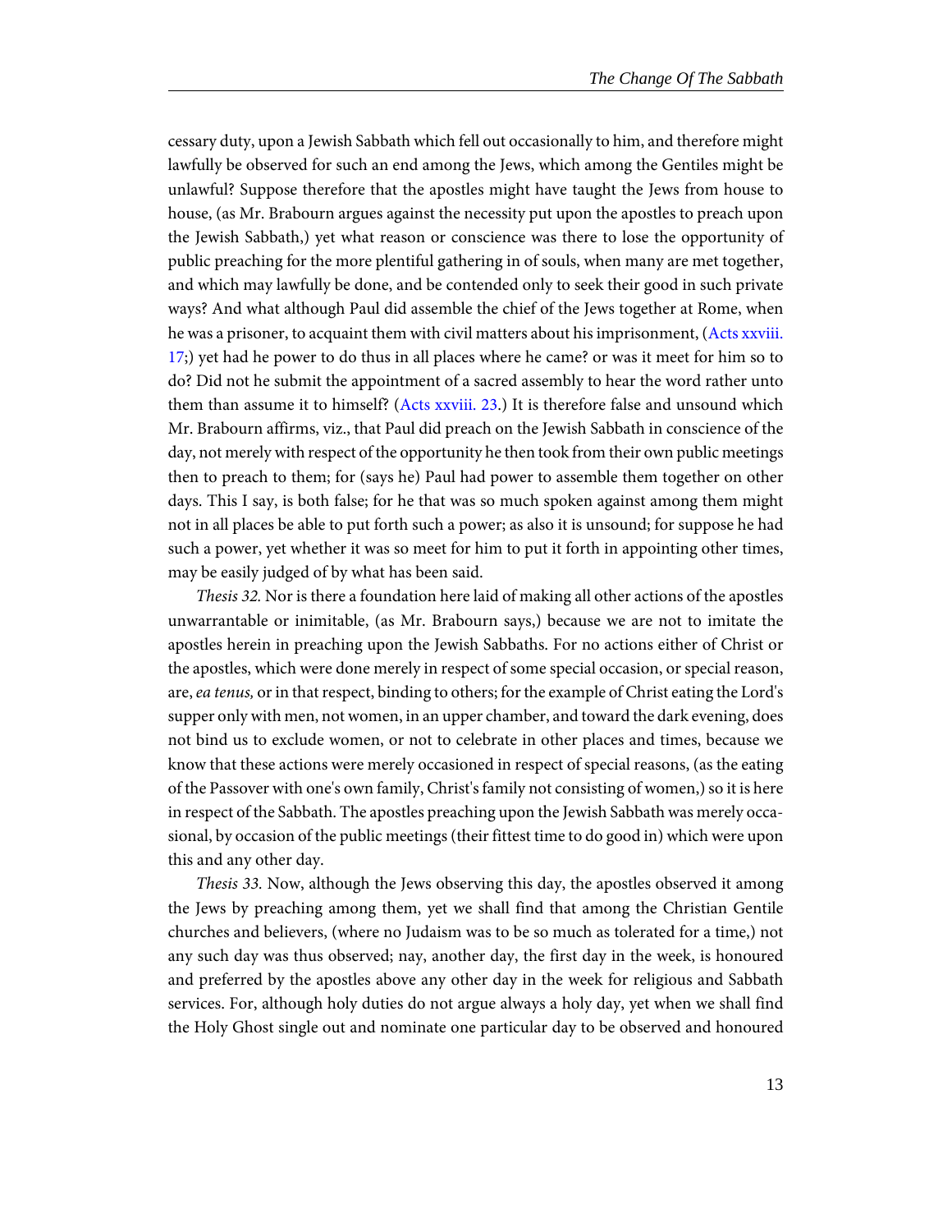cessary duty, upon a Jewish Sabbath which fell out occasionally to him, and therefore might lawfully be observed for such an end among the Jews, which among the Gentiles might be unlawful? Suppose therefore that the apostles might have taught the Jews from house to house, (as Mr. Brabourn argues against the necessity put upon the apostles to preach upon the Jewish Sabbath,) yet what reason or conscience was there to lose the opportunity of public preaching for the more plentiful gathering in of souls, when many are met together, and which may lawfully be done, and be contended only to seek their good in such private ways? And what although Paul did assemble the chief of the Jews together at Rome, when he was a prisoner, to acquaint them with civil matters about his imprisonment, (Acts xxviii. 17;) yet had he power to do thus in all places where he came? or was it meet for him so to do? Did not he submit the appointment of a sacred assembly to hear the word rather unto them than assume it to himself? (Acts xxviii. 23.) It is therefore false and unsound which Mr. Brabourn affirms, viz., that Paul did preach on the Jewish Sabbath in conscience of the day, not merely with respect of the opportunity he then took from their own public meetings then to preach to them; for (says he) Paul had power to assemble them together on other days. This I say, is both false; for he that was so much spoken against among them might not in all places be able to put forth such a power; as also it is unsound; for suppose he had such a power, yet whether it was so meet for him to put it forth in appointing other times, may be easily judged of by what has been said.

*Thesis 32.* Nor is there a foundation here laid of making all other actions of the apostles unwarrantable or inimitable, (as Mr. Brabourn says,) because we are not to imitate the apostles herein in preaching upon the Jewish Sabbaths. For no actions either of Christ or the apostles, which were done merely in respect of some special occasion, or special reason, are, *ea tenus,* or in that respect, binding to others; for the example of Christ eating the Lord's supper only with men, not women, in an upper chamber, and toward the dark evening, does not bind us to exclude women, or not to celebrate in other places and times, because we know that these actions were merely occasioned in respect of special reasons, (as the eating of the Passover with one's own family, Christ's family not consisting of women,) so it is here in respect of the Sabbath. The apostles preaching upon the Jewish Sabbath was merely occasional, by occasion of the public meetings (their fittest time to do good in) which were upon this and any other day.

*Thesis 33.* Now, although the Jews observing this day, the apostles observed it among the Jews by preaching among them, yet we shall find that among the Christian Gentile churches and believers, (where no Judaism was to be so much as tolerated for a time,) not any such day was thus observed; nay, another day, the first day in the week, is honoured and preferred by the apostles above any other day in the week for religious and Sabbath services. For, although holy duties do not argue always a holy day, yet when we shall find the Holy Ghost single out and nominate one particular day to be observed and honoured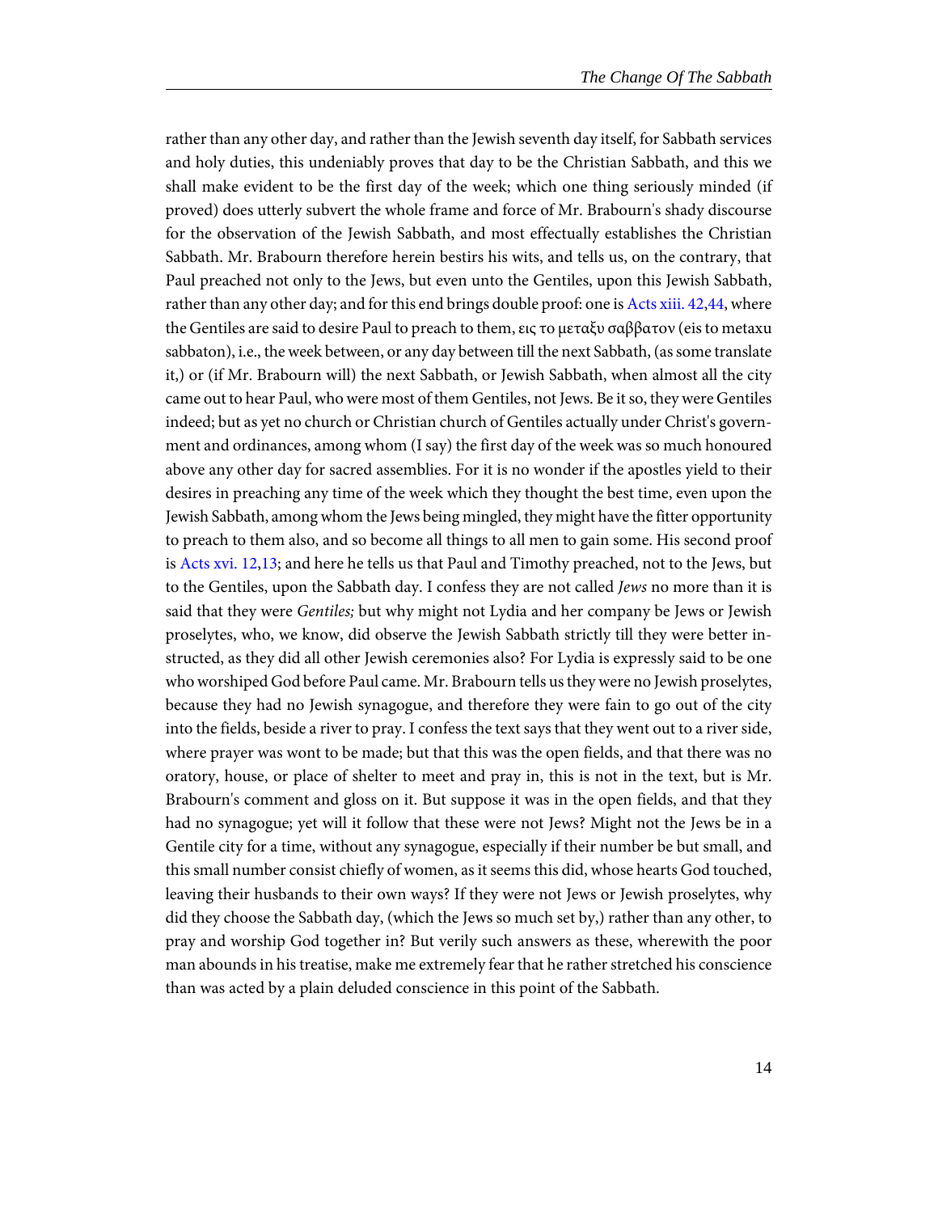rather than any other day, and rather than the Jewish seventh day itself, for Sabbath services and holy duties, this undeniably proves that day to be the Christian Sabbath, and this we shall make evident to be the first day of the week; which one thing seriously minded (if proved) does utterly subvert the whole frame and force of Mr. Brabourn's shady discourse for the observation of the Jewish Sabbath, and most effectually establishes the Christian Sabbath. Mr. Brabourn therefore herein bestirs his wits, and tells us, on the contrary, that Paul preached not only to the Jews, but even unto the Gentiles, upon this Jewish Sabbath, rather than any other day; and for this end brings double proof: one is Acts xiii. 42,44, where the Gentiles are said to desire Paul to preach to them, εις το μεταξυ σαββατον (eis to metaxu sabbaton), i.e., the week between, or any day between till the next Sabbath, (as some translate it,) or (if Mr. Brabourn will) the next Sabbath, or Jewish Sabbath, when almost all the city came out to hear Paul, who were most of them Gentiles, not Jews. Be it so, they were Gentiles indeed; but as yet no church or Christian church of Gentiles actually under Christ's government and ordinances, among whom (I say) the first day of the week was so much honoured above any other day for sacred assemblies. For it is no wonder if the apostles yield to their desires in preaching any time of the week which they thought the best time, even upon the Jewish Sabbath, among whom the Jews being mingled, they might have the fitter opportunity to preach to them also, and so become all things to all men to gain some. His second proof is Acts xvi. 12,13; and here he tells us that Paul and Timothy preached, not to the Jews, but to the Gentiles, upon the Sabbath day. I confess they are not called *Jews* no more than it is said that they were *Gentiles;* but why might not Lydia and her company be Jews or Jewish proselytes, who, we know, did observe the Jewish Sabbath strictly till they were better instructed, as they did all other Jewish ceremonies also? For Lydia is expressly said to be one who worshiped God before Paul came. Mr. Brabourn tells us they were no Jewish proselytes, because they had no Jewish synagogue, and therefore they were fain to go out of the city into the fields, beside a river to pray. I confess the text says that they went out to a river side, where prayer was wont to be made; but that this was the open fields, and that there was no oratory, house, or place of shelter to meet and pray in, this is not in the text, but is Mr. Brabourn's comment and gloss on it. But suppose it was in the open fields, and that they had no synagogue; yet will it follow that these were not Jews? Might not the Jews be in a Gentile city for a time, without any synagogue, especially if their number be but small, and this small number consist chiefly of women, as it seems this did, whose hearts God touched, leaving their husbands to their own ways? If they were not Jews or Jewish proselytes, why did they choose the Sabbath day, (which the Jews so much set by,) rather than any other, to pray and worship God together in? But verily such answers as these, wherewith the poor man abounds in his treatise, make me extremely fear that he rather stretched his conscience than was acted by a plain deluded conscience in this point of the Sabbath.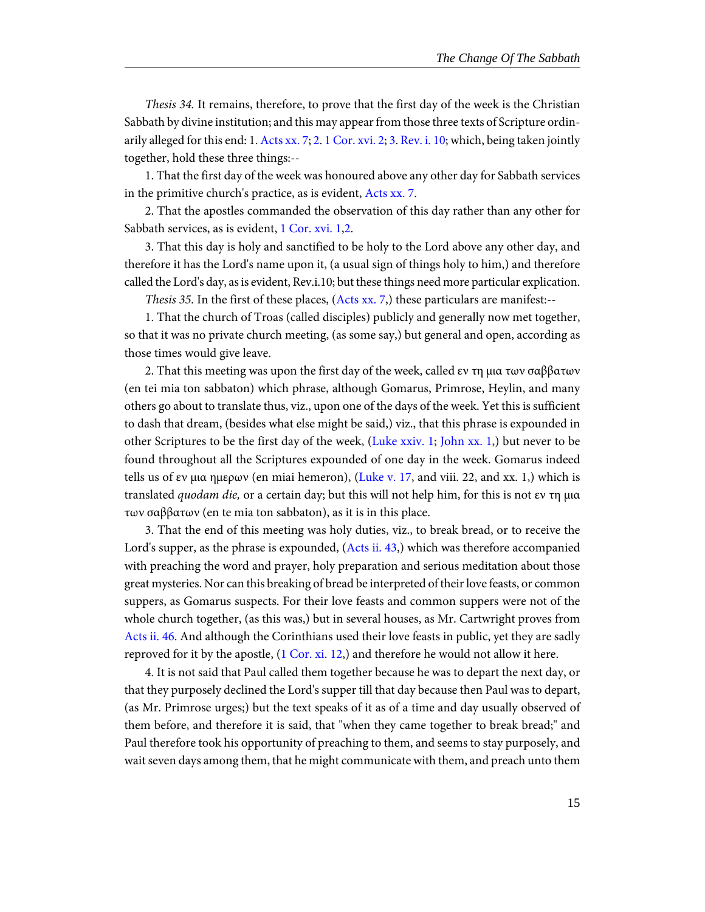*Thesis 34.* It remains, therefore, to prove that the first day of the week is the Christian Sabbath by divine institution; and this may appear from those three texts of Scripture ordinarily alleged for this end: 1. Acts xx. 7; 2. 1 Cor. xvi. 2; 3. Rev. i. 10; which, being taken jointly together, hold these three things:--

1. That the first day of the week was honoured above any other day for Sabbath services in the primitive church's practice, as is evident, Acts xx. 7.

2. That the apostles commanded the observation of this day rather than any other for Sabbath services, as is evident, 1 Cor. xvi. 1,2.

3. That this day is holy and sanctified to be holy to the Lord above any other day, and therefore it has the Lord's name upon it, (a usual sign of things holy to him,) and therefore called the Lord's day, as is evident, Rev.i.10; but these things need more particular explication.

*Thesis 35.* In the first of these places, (Acts xx. 7,) these particulars are manifest:--

1. That the church of Troas (called disciples) publicly and generally now met together, so that it was no private church meeting, (as some say,) but general and open, according as those times would give leave.

2. That this meeting was upon the first day of the week, called εν τη μια των σαββατων (en tei mia ton sabbaton) which phrase, although Gomarus, Primrose, Heylin, and many others go about to translate thus, viz., upon one of the days of the week. Yet this is sufficient to dash that dream, (besides what else might be said,) viz., that this phrase is expounded in other Scriptures to be the first day of the week, (Luke xxiv. 1; John xx. 1,) but never to be found throughout all the Scriptures expounded of one day in the week. Gomarus indeed tells us of εν μια ημερων (en miai hemeron), (Luke v. 17, and viii. 22, and xx. 1,) which is translated *quodam die,* or a certain day; but this will not help him, for this is not εν τη μια των σαββατων (en te mia ton sabbaton), as it is in this place.

3. That the end of this meeting was holy duties, viz., to break bread, or to receive the Lord's supper, as the phrase is expounded, (Acts ii. 43,) which was therefore accompanied with preaching the word and prayer, holy preparation and serious meditation about those great mysteries. Nor can this breaking of bread be interpreted of their love feasts, or common suppers, as Gomarus suspects. For their love feasts and common suppers were not of the whole church together, (as this was,) but in several houses, as Mr. Cartwright proves from Acts ii. 46. And although the Corinthians used their love feasts in public, yet they are sadly reproved for it by the apostle, (1 Cor. xi. 12,) and therefore he would not allow it here.

4. It is not said that Paul called them together because he was to depart the next day, or that they purposely declined the Lord's supper till that day because then Paul was to depart, (as Mr. Primrose urges;) but the text speaks of it as of a time and day usually observed of them before, and therefore it is said, that "when they came together to break bread;" and Paul therefore took his opportunity of preaching to them, and seems to stay purposely, and wait seven days among them, that he might communicate with them, and preach unto them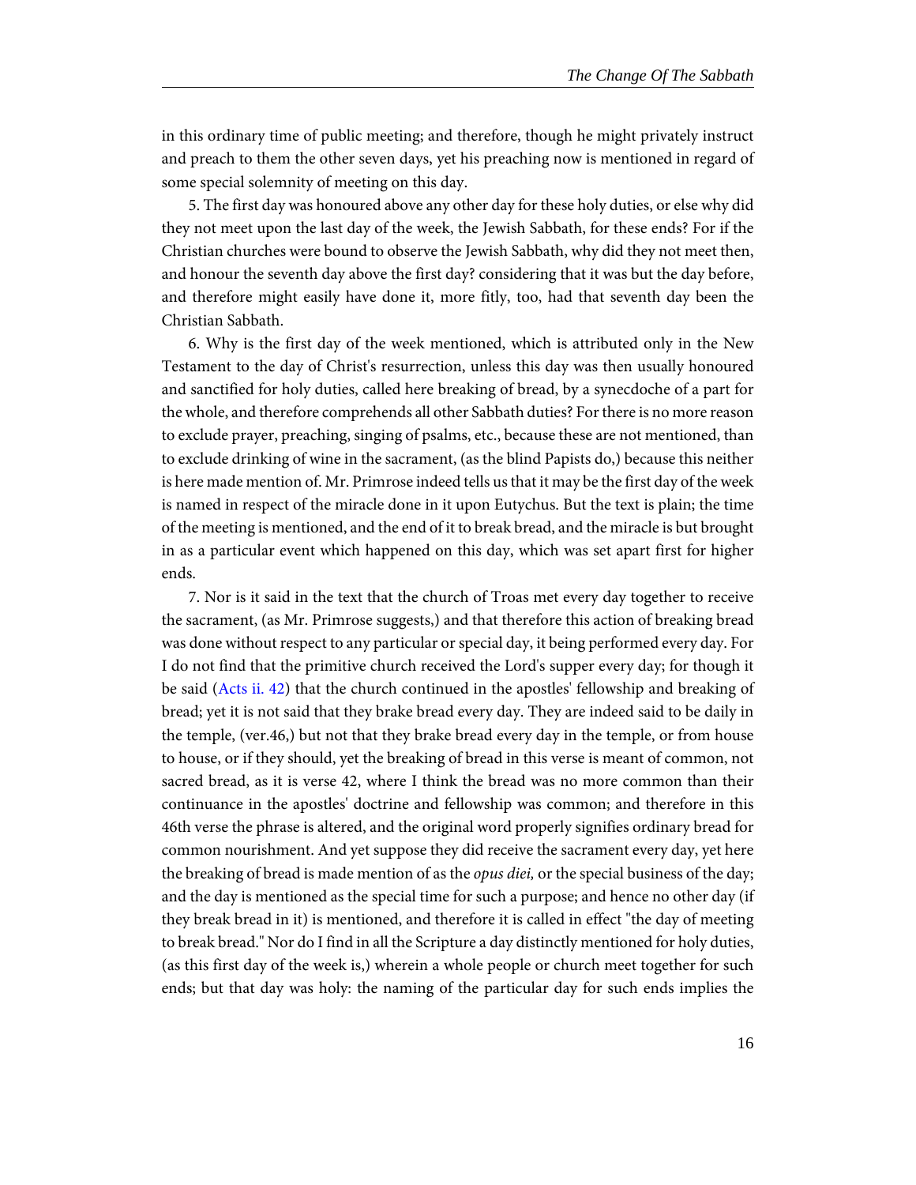in this ordinary time of public meeting; and therefore, though he might privately instruct and preach to them the other seven days, yet his preaching now is mentioned in regard of some special solemnity of meeting on this day.

5. The first day was honoured above any other day for these holy duties, or else why did they not meet upon the last day of the week, the Jewish Sabbath, for these ends? For if the Christian churches were bound to observe the Jewish Sabbath, why did they not meet then, and honour the seventh day above the first day? considering that it was but the day before, and therefore might easily have done it, more fitly, too, had that seventh day been the Christian Sabbath.

6. Why is the first day of the week mentioned, which is attributed only in the New Testament to the day of Christ's resurrection, unless this day was then usually honoured and sanctified for holy duties, called here breaking of bread, by a synecdoche of a part for the whole, and therefore comprehends all other Sabbath duties? For there is no more reason to exclude prayer, preaching, singing of psalms, etc., because these are not mentioned, than to exclude drinking of wine in the sacrament, (as the blind Papists do,) because this neither is here made mention of. Mr. Primrose indeed tells us that it may be the first day of the week is named in respect of the miracle done in it upon Eutychus. But the text is plain; the time of the meeting is mentioned, and the end of it to break bread, and the miracle is but brought in as a particular event which happened on this day, which was set apart first for higher ends.

7. Nor is it said in the text that the church of Troas met every day together to receive the sacrament, (as Mr. Primrose suggests,) and that therefore this action of breaking bread was done without respect to any particular or special day, it being performed every day. For I do not find that the primitive church received the Lord's supper every day; for though it be said (Acts ii. 42) that the church continued in the apostles' fellowship and breaking of bread; yet it is not said that they brake bread every day. They are indeed said to be daily in the temple, (ver.46,) but not that they brake bread every day in the temple, or from house to house, or if they should, yet the breaking of bread in this verse is meant of common, not sacred bread, as it is verse 42, where I think the bread was no more common than their continuance in the apostles' doctrine and fellowship was common; and therefore in this 46th verse the phrase is altered, and the original word properly signifies ordinary bread for common nourishment. And yet suppose they did receive the sacrament every day, yet here the breaking of bread is made mention of as the *opus diei,* or the special business of the day; and the day is mentioned as the special time for such a purpose; and hence no other day (if they break bread in it) is mentioned, and therefore it is called in effect "the day of meeting to break bread." Nor do I find in all the Scripture a day distinctly mentioned for holy duties, (as this first day of the week is,) wherein a whole people or church meet together for such ends; but that day was holy: the naming of the particular day for such ends implies the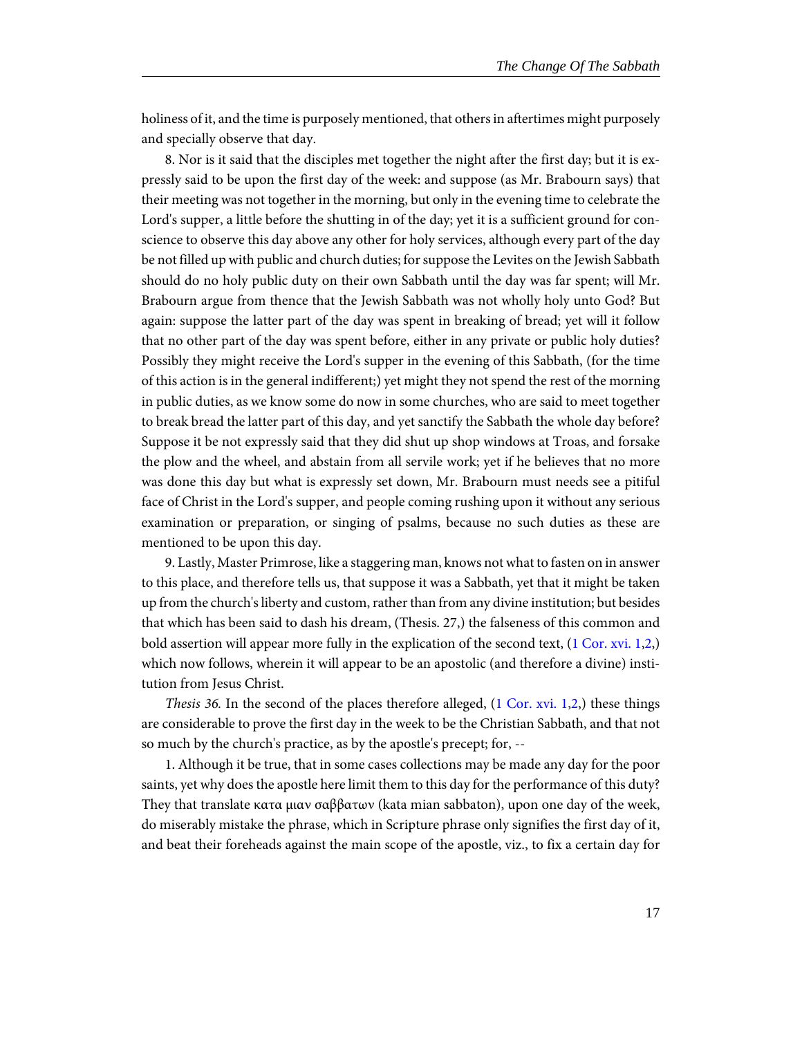holiness of it, and the time is purposely mentioned, that others in aftertimes might purposely and specially observe that day.

8. Nor is it said that the disciples met together the night after the first day; but it is expressly said to be upon the first day of the week: and suppose (as Mr. Brabourn says) that their meeting was not together in the morning, but only in the evening time to celebrate the Lord's supper, a little before the shutting in of the day; yet it is a sufficient ground for conscience to observe this day above any other for holy services, although every part of the day be not filled up with public and church duties; for suppose the Levites on the Jewish Sabbath should do no holy public duty on their own Sabbath until the day was far spent; will Mr. Brabourn argue from thence that the Jewish Sabbath was not wholly holy unto God? But again: suppose the latter part of the day was spent in breaking of bread; yet will it follow that no other part of the day was spent before, either in any private or public holy duties? Possibly they might receive the Lord's supper in the evening of this Sabbath, (for the time of this action is in the general indifferent;) yet might they not spend the rest of the morning in public duties, as we know some do now in some churches, who are said to meet together to break bread the latter part of this day, and yet sanctify the Sabbath the whole day before? Suppose it be not expressly said that they did shut up shop windows at Troas, and forsake the plow and the wheel, and abstain from all servile work; yet if he believes that no more was done this day but what is expressly set down, Mr. Brabourn must needs see a pitiful face of Christ in the Lord's supper, and people coming rushing upon it without any serious examination or preparation, or singing of psalms, because no such duties as these are mentioned to be upon this day.

9. Lastly, Master Primrose, like a staggering man, knows not what to fasten on in answer to this place, and therefore tells us, that suppose it was a Sabbath, yet that it might be taken up from the church's liberty and custom, rather than from any divine institution; but besides that which has been said to dash his dream, (Thesis. 27,) the falseness of this common and bold assertion will appear more fully in the explication of the second text, (1 Cor. xvi. 1,2,) which now follows, wherein it will appear to be an apostolic (and therefore a divine) institution from Jesus Christ.

*Thesis 36.* In the second of the places therefore alleged, (1 Cor. xvi. 1,2,) these things are considerable to prove the first day in the week to be the Christian Sabbath, and that not so much by the church's practice, as by the apostle's precept; for, --

1. Although it be true, that in some cases collections may be made any day for the poor saints, yet why does the apostle here limit them to this day for the performance of this duty? They that translate κατα μιαν σαββατων (kata mian sabbaton), upon one day of the week, do miserably mistake the phrase, which in Scripture phrase only signifies the first day of it, and beat their foreheads against the main scope of the apostle, viz., to fix a certain day for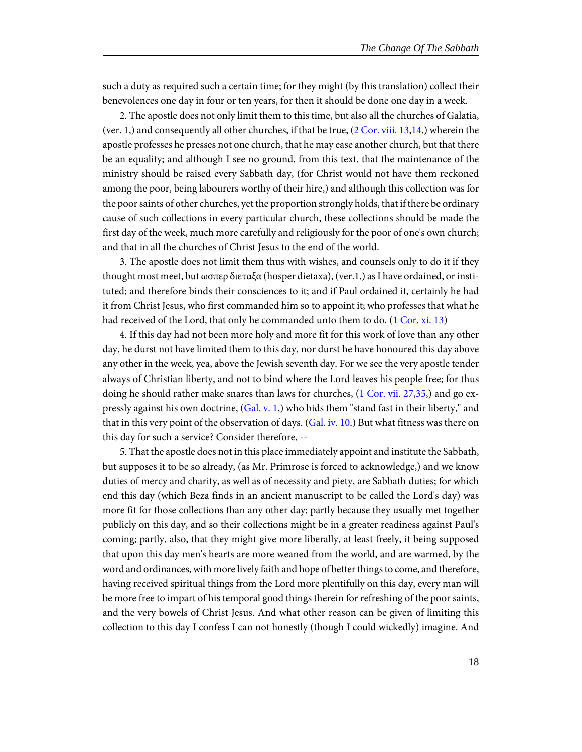such a duty as required such a certain time; for they might (by this translation) collect their benevolences one day in four or ten years, for then it should be done one day in a week.

2. The apostle does not only limit them to this time, but also all the churches of Galatia, (ver. 1,) and consequently all other churches, if that be true, (2 Cor. viii. 13,14,) wherein the apostle professes he presses not one church, that he may ease another church, but that there be an equality; and although I see no ground, from this text, that the maintenance of the ministry should be raised every Sabbath day, (for Christ would not have them reckoned among the poor, being labourers worthy of their hire,) and although this collection was for the poor saints of other churches, yet the proportion strongly holds, that if there be ordinary cause of such collections in every particular church, these collections should be made the first day of the week, much more carefully and religiously for the poor of one's own church; and that in all the churches of Christ Jesus to the end of the world.

3. The apostle does not limit them thus with wishes, and counsels only to do it if they thought most meet, but ωσπερ διεταξα (hosper dietaxa), (ver.1,) as I have ordained, or instituted; and therefore binds their consciences to it; and if Paul ordained it, certainly he had it from Christ Jesus, who first commanded him so to appoint it; who professes that what he had received of the Lord, that only he commanded unto them to do. (1 Cor. xi. 13)

4. If this day had not been more holy and more fit for this work of love than any other day, he durst not have limited them to this day, nor durst he have honoured this day above any other in the week, yea, above the Jewish seventh day. For we see the very apostle tender always of Christian liberty, and not to bind where the Lord leaves his people free; for thus doing he should rather make snares than laws for churches, (1 Cor. vii. 27,35,) and go expressly against his own doctrine, (Gal. v. 1,) who bids them "stand fast in their liberty," and that in this very point of the observation of days. (Gal. iv. 10.) But what fitness was there on this day for such a service? Consider therefore, --

5. That the apostle does not in this place immediately appoint and institute the Sabbath, but supposes it to be so already, (as Mr. Primrose is forced to acknowledge,) and we know duties of mercy and charity, as well as of necessity and piety, are Sabbath duties; for which end this day (which Beza finds in an ancient manuscript to be called the Lord's day) was more fit for those collections than any other day; partly because they usually met together publicly on this day, and so their collections might be in a greater readiness against Paul's coming; partly, also, that they might give more liberally, at least freely, it being supposed that upon this day men's hearts are more weaned from the world, and are warmed, by the word and ordinances, with more lively faith and hope of better things to come, and therefore, having received spiritual things from the Lord more plentifully on this day, every man will be more free to impart of his temporal good things therein for refreshing of the poor saints, and the very bowels of Christ Jesus. And what other reason can be given of limiting this collection to this day I confess I can not honestly (though I could wickedly) imagine. And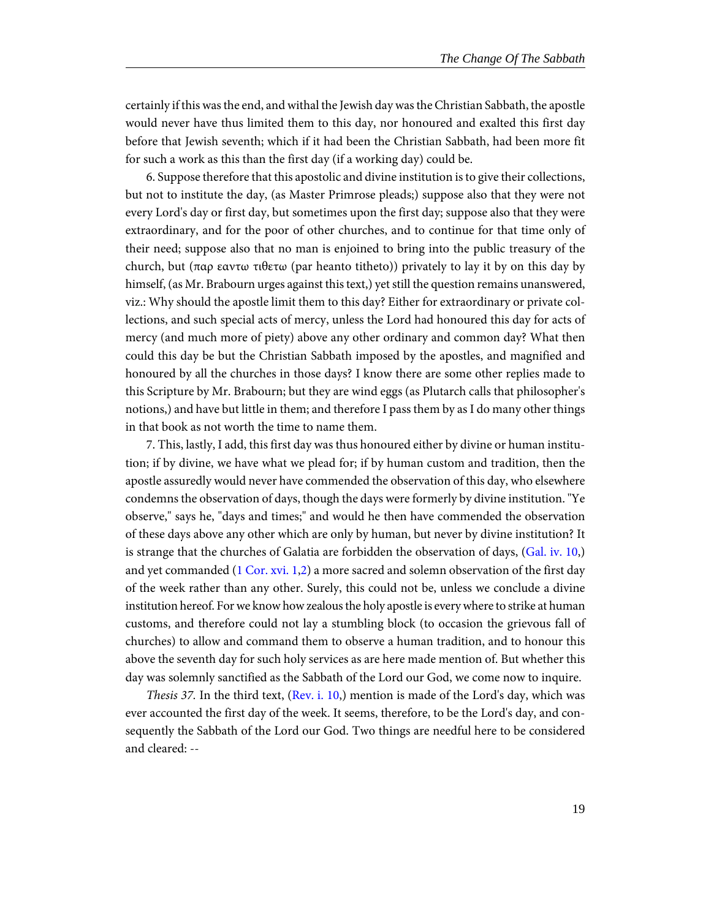certainly if this was the end, and withal the Jewish day was the Christian Sabbath, the apostle would never have thus limited them to this day, nor honoured and exalted this first day before that Jewish seventh; which if it had been the Christian Sabbath, had been more fit for such a work as this than the first day (if a working day) could be.

6. Suppose therefore that this apostolic and divine institution is to give their collections, but not to institute the day, (as Master Primrose pleads;) suppose also that they were not every Lord's day or first day, but sometimes upon the first day; suppose also that they were extraordinary, and for the poor of other churches, and to continue for that time only of their need; suppose also that no man is enjoined to bring into the public treasury of the church, but (παρ εαντω τιθετω (par heanto titheto)) privately to lay it by on this day by himself, (as Mr. Brabourn urges against this text,) yet still the question remains unanswered, viz.: Why should the apostle limit them to this day? Either for extraordinary or private collections, and such special acts of mercy, unless the Lord had honoured this day for acts of mercy (and much more of piety) above any other ordinary and common day? What then could this day be but the Christian Sabbath imposed by the apostles, and magnified and honoured by all the churches in those days? I know there are some other replies made to this Scripture by Mr. Brabourn; but they are wind eggs (as Plutarch calls that philosopher's notions,) and have but little in them; and therefore I pass them by as I do many other things in that book as not worth the time to name them.

7. This, lastly, I add, this first day was thus honoured either by divine or human institution; if by divine, we have what we plead for; if by human custom and tradition, then the apostle assuredly would never have commended the observation of this day, who elsewhere condemns the observation of days, though the days were formerly by divine institution. "Ye observe," says he, "days and times;" and would he then have commended the observation of these days above any other which are only by human, but never by divine institution? It is strange that the churches of Galatia are forbidden the observation of days, (Gal. iv. 10,) and yet commanded (1 Cor. xvi. 1,2) a more sacred and solemn observation of the first day of the week rather than any other. Surely, this could not be, unless we conclude a divine institution hereof. For we know how zealous the holy apostle is every where to strike at human customs, and therefore could not lay a stumbling block (to occasion the grievous fall of churches) to allow and command them to observe a human tradition, and to honour this above the seventh day for such holy services as are here made mention of. But whether this day was solemnly sanctified as the Sabbath of the Lord our God, we come now to inquire.

*Thesis 37.* In the third text, (Rev. i. 10,) mention is made of the Lord's day, which was ever accounted the first day of the week. It seems, therefore, to be the Lord's day, and consequently the Sabbath of the Lord our God. Two things are needful here to be considered and cleared: --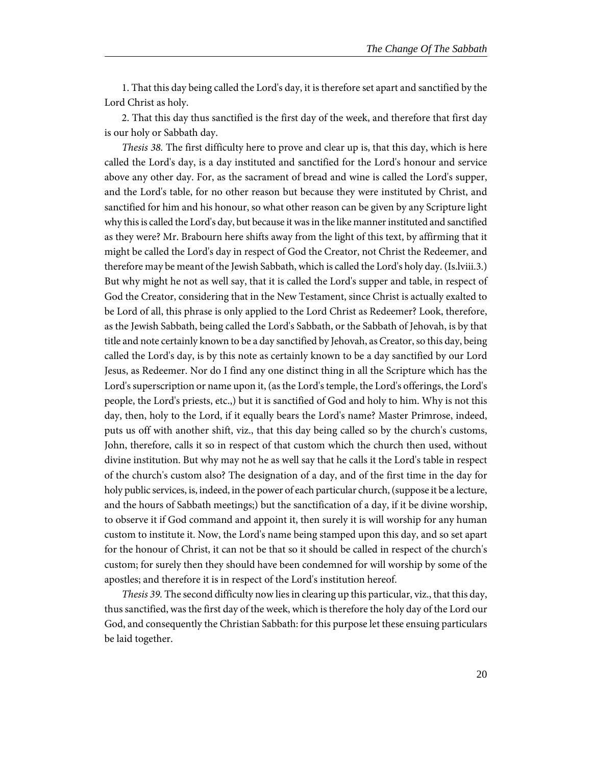1. That this day being called the Lord's day, it is therefore set apart and sanctified by the Lord Christ as holy.

2. That this day thus sanctified is the first day of the week, and therefore that first day is our holy or Sabbath day.

*Thesis 38.* The first difficulty here to prove and clear up is, that this day, which is here called the Lord's day, is a day instituted and sanctified for the Lord's honour and service above any other day. For, as the sacrament of bread and wine is called the Lord's supper, and the Lord's table, for no other reason but because they were instituted by Christ, and sanctified for him and his honour, so what other reason can be given by any Scripture light why this is called the Lord's day, but because it was in the like manner instituted and sanctified as they were? Mr. Brabourn here shifts away from the light of this text, by affirming that it might be called the Lord's day in respect of God the Creator, not Christ the Redeemer, and therefore may be meant of the Jewish Sabbath, which is called the Lord's holy day. (Is.lviii.3.) But why might he not as well say, that it is called the Lord's supper and table, in respect of God the Creator, considering that in the New Testament, since Christ is actually exalted to be Lord of all, this phrase is only applied to the Lord Christ as Redeemer? Look, therefore, as the Jewish Sabbath, being called the Lord's Sabbath, or the Sabbath of Jehovah, is by that title and note certainly known to be a day sanctified by Jehovah, as Creator, so this day, being called the Lord's day, is by this note as certainly known to be a day sanctified by our Lord Jesus, as Redeemer. Nor do I find any one distinct thing in all the Scripture which has the Lord's superscription or name upon it, (as the Lord's temple, the Lord's offerings, the Lord's people, the Lord's priests, etc.,) but it is sanctified of God and holy to him. Why is not this day, then, holy to the Lord, if it equally bears the Lord's name? Master Primrose, indeed, puts us off with another shift, viz., that this day being called so by the church's customs, John, therefore, calls it so in respect of that custom which the church then used, without divine institution. But why may not he as well say that he calls it the Lord's table in respect of the church's custom also? The designation of a day, and of the first time in the day for holy public services, is, indeed, in the power of each particular church, (suppose it be a lecture, and the hours of Sabbath meetings;) but the sanctification of a day, if it be divine worship, to observe it if God command and appoint it, then surely it is will worship for any human custom to institute it. Now, the Lord's name being stamped upon this day, and so set apart for the honour of Christ, it can not be that so it should be called in respect of the church's custom; for surely then they should have been condemned for will worship by some of the apostles; and therefore it is in respect of the Lord's institution hereof.

*Thesis 39.* The second difficulty now lies in clearing up this particular, viz., that this day, thus sanctified, was the first day of the week, which is therefore the holy day of the Lord our God, and consequently the Christian Sabbath: for this purpose let these ensuing particulars be laid together.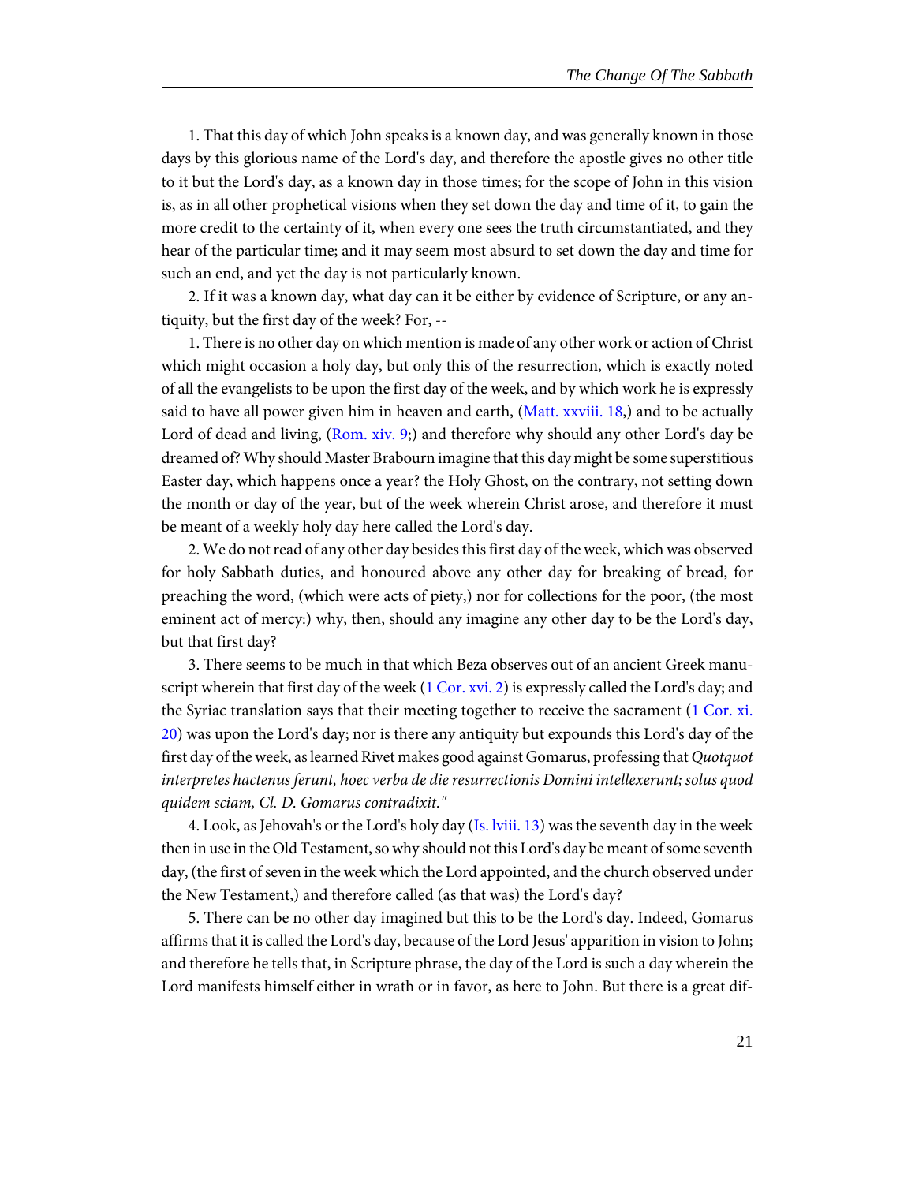1. That this day of which John speaks is a known day, and was generally known in those days by this glorious name of the Lord's day, and therefore the apostle gives no other title to it but the Lord's day, as a known day in those times; for the scope of John in this vision is, as in all other prophetical visions when they set down the day and time of it, to gain the more credit to the certainty of it, when every one sees the truth circumstantiated, and they hear of the particular time; and it may seem most absurd to set down the day and time for such an end, and yet the day is not particularly known.

2. If it was a known day, what day can it be either by evidence of Scripture, or any antiquity, but the first day of the week? For, --

1. There is no other day on which mention is made of any other work or action of Christ which might occasion a holy day, but only this of the resurrection, which is exactly noted of all the evangelists to be upon the first day of the week, and by which work he is expressly said to have all power given him in heaven and earth, (Matt. xxviii. 18,) and to be actually Lord of dead and living, (Rom. xiv. 9;) and therefore why should any other Lord's day be dreamed of? Why should Master Brabourn imagine that this day might be some superstitious Easter day, which happens once a year? the Holy Ghost, on the contrary, not setting down the month or day of the year, but of the week wherein Christ arose, and therefore it must be meant of a weekly holy day here called the Lord's day.

2. We do not read of any other day besides this first day of the week, which was observed for holy Sabbath duties, and honoured above any other day for breaking of bread, for preaching the word, (which were acts of piety,) nor for collections for the poor, (the most eminent act of mercy:) why, then, should any imagine any other day to be the Lord's day, but that first day?

3. There seems to be much in that which Beza observes out of an ancient Greek manuscript wherein that first day of the week (1 Cor. xvi. 2) is expressly called the Lord's day; and the Syriac translation says that their meeting together to receive the sacrament (1 Cor. xi. 20) was upon the Lord's day; nor is there any antiquity but expounds this Lord's day of the first day of the week, as learned Rivet makes good against Gomarus, professing that *Quotquot interpretes hactenus ferunt, hoec verba de die resurrectionis Domini intellexerunt; solus quod quidem sciam, Cl. D. Gomarus contradixit."*

4. Look, as Jehovah's or the Lord's holy day (Is. lviii. 13) was the seventh day in the week then in use in the Old Testament, so why should not this Lord's day be meant of some seventh day, (the first of seven in the week which the Lord appointed, and the church observed under the New Testament,) and therefore called (as that was) the Lord's day?

5. There can be no other day imagined but this to be the Lord's day. Indeed, Gomarus affirms that it is called the Lord's day, because of the Lord Jesus' apparition in vision to John; and therefore he tells that, in Scripture phrase, the day of the Lord is such a day wherein the Lord manifests himself either in wrath or in favor, as here to John. But there is a great dif-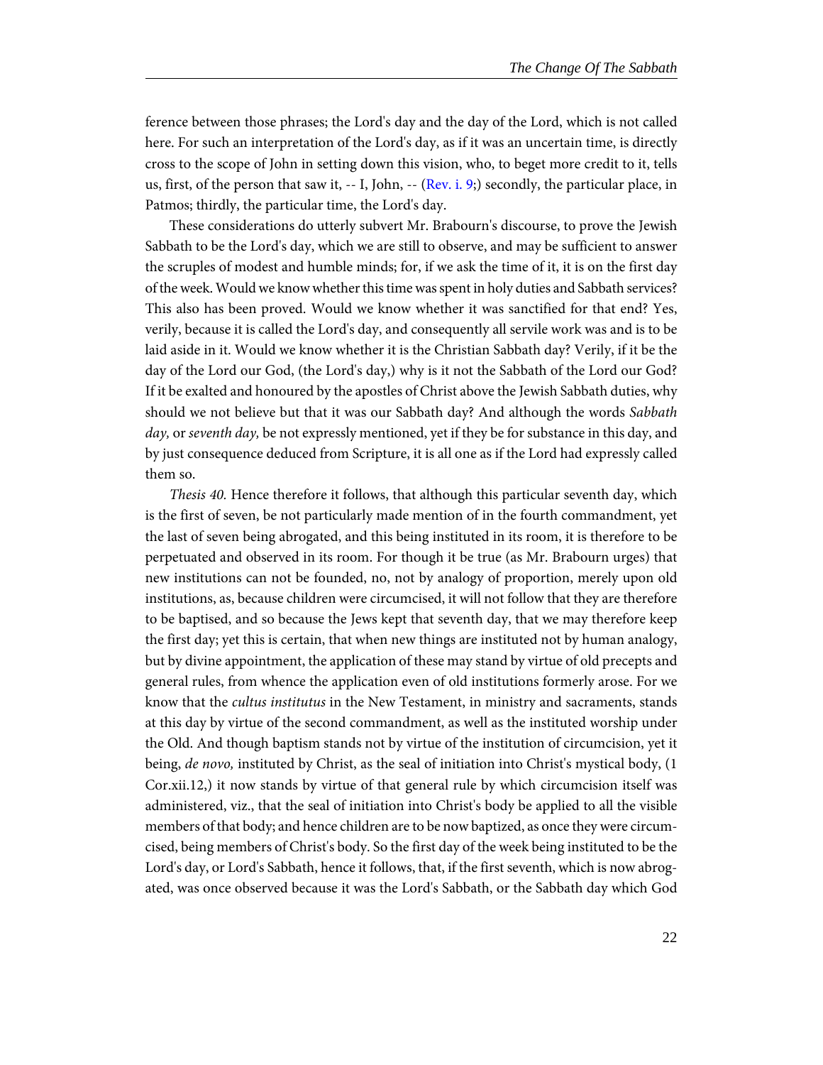ference between those phrases; the Lord's day and the day of the Lord, which is not called here. For such an interpretation of the Lord's day, as if it was an uncertain time, is directly cross to the scope of John in setting down this vision, who, to beget more credit to it, tells us, first, of the person that saw it, -- I, John, -- (Rev. i. 9;) secondly, the particular place, in Patmos; thirdly, the particular time, the Lord's day.

These considerations do utterly subvert Mr. Brabourn's discourse, to prove the Jewish Sabbath to be the Lord's day, which we are still to observe, and may be sufficient to answer the scruples of modest and humble minds; for, if we ask the time of it, it is on the first day of the week. Would we know whether this time was spent in holy duties and Sabbath services? This also has been proved. Would we know whether it was sanctified for that end? Yes, verily, because it is called the Lord's day, and consequently all servile work was and is to be laid aside in it. Would we know whether it is the Christian Sabbath day? Verily, if it be the day of the Lord our God, (the Lord's day,) why is it not the Sabbath of the Lord our God? If it be exalted and honoured by the apostles of Christ above the Jewish Sabbath duties, why should we not believe but that it was our Sabbath day? And although the words *Sabbath day,* or *seventh day,* be not expressly mentioned, yet if they be for substance in this day, and by just consequence deduced from Scripture, it is all one as if the Lord had expressly called them so.

*Thesis 40.* Hence therefore it follows, that although this particular seventh day, which is the first of seven, be not particularly made mention of in the fourth commandment, yet the last of seven being abrogated, and this being instituted in its room, it is therefore to be perpetuated and observed in its room. For though it be true (as Mr. Brabourn urges) that new institutions can not be founded, no, not by analogy of proportion, merely upon old institutions, as, because children were circumcised, it will not follow that they are therefore to be baptised, and so because the Jews kept that seventh day, that we may therefore keep the first day; yet this is certain, that when new things are instituted not by human analogy, but by divine appointment, the application of these may stand by virtue of old precepts and general rules, from whence the application even of old institutions formerly arose. For we know that the *cultus institutus* in the New Testament, in ministry and sacraments, stands at this day by virtue of the second commandment, as well as the instituted worship under the Old. And though baptism stands not by virtue of the institution of circumcision, yet it being, *de novo,* instituted by Christ, as the seal of initiation into Christ's mystical body, (1 Cor.xii.12,) it now stands by virtue of that general rule by which circumcision itself was administered, viz., that the seal of initiation into Christ's body be applied to all the visible members of that body; and hence children are to be now baptized, as once they were circumcised, being members of Christ's body. So the first day of the week being instituted to be the Lord's day, or Lord's Sabbath, hence it follows, that, if the first seventh, which is now abrogated, was once observed because it was the Lord's Sabbath, or the Sabbath day which God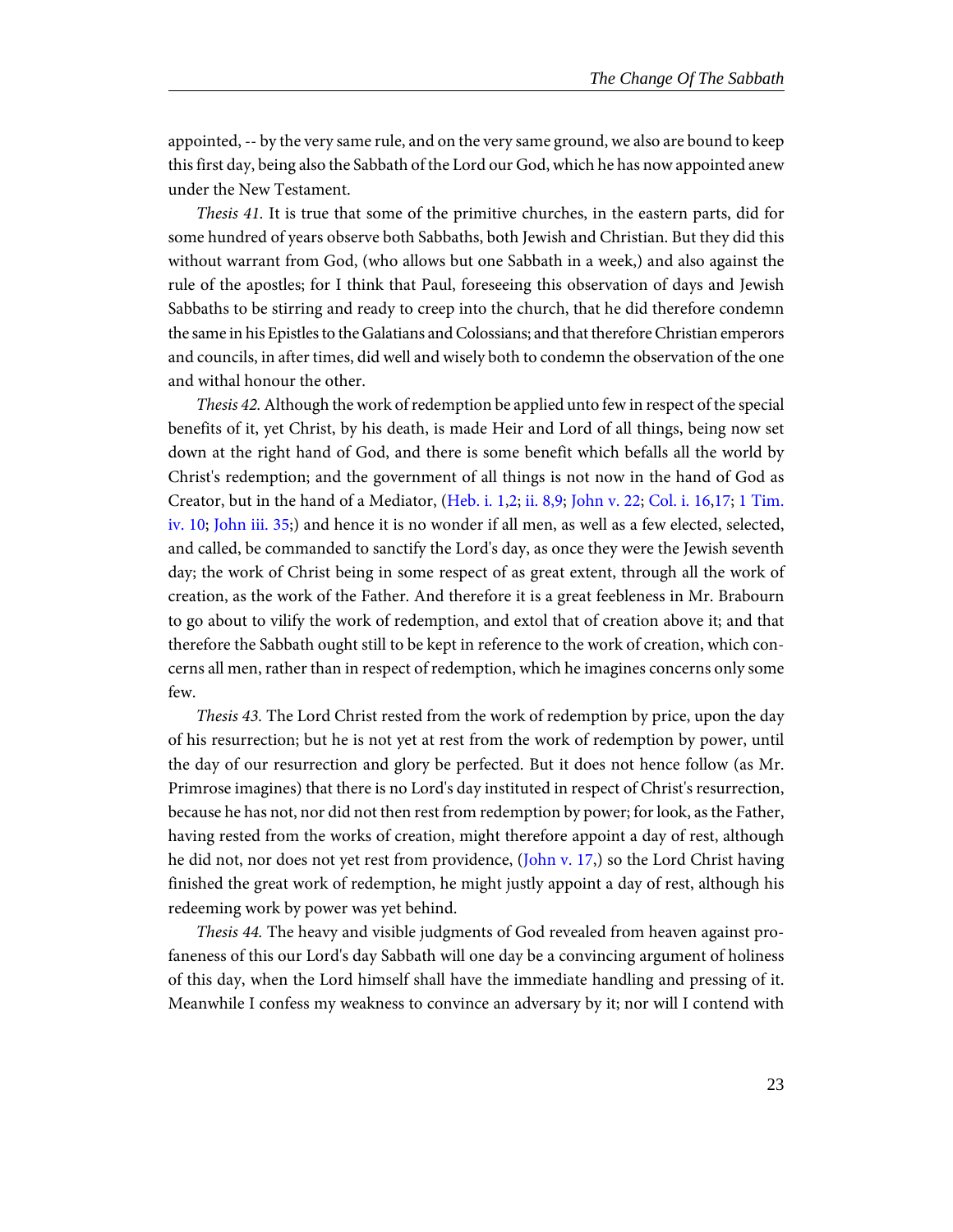appointed, -- by the very same rule, and on the very same ground, we also are bound to keep this first day, being also the Sabbath of the Lord our God, which he has now appointed anew under the New Testament.

*Thesis 41.* It is true that some of the primitive churches, in the eastern parts, did for some hundred of years observe both Sabbaths, both Jewish and Christian. But they did this without warrant from God, (who allows but one Sabbath in a week,) and also against the rule of the apostles; for I think that Paul, foreseeing this observation of days and Jewish Sabbaths to be stirring and ready to creep into the church, that he did therefore condemn the same in his Epistles to the Galatians and Colossians; and that therefore Christian emperors and councils, in after times, did well and wisely both to condemn the observation of the one and withal honour the other.

*Thesis 42.* Although the work of redemption be applied unto few in respect of the special benefits of it, yet Christ, by his death, is made Heir and Lord of all things, being now set down at the right hand of God, and there is some benefit which befalls all the world by Christ's redemption; and the government of all things is not now in the hand of God as Creator, but in the hand of a Mediator, (Heb. i. 1,2; ii. 8,9; John v. 22; Col. i. 16,17; 1 Tim. iv. 10; John iii. 35;) and hence it is no wonder if all men, as well as a few elected, selected, and called, be commanded to sanctify the Lord's day, as once they were the Jewish seventh day; the work of Christ being in some respect of as great extent, through all the work of creation, as the work of the Father. And therefore it is a great feebleness in Mr. Brabourn to go about to vilify the work of redemption, and extol that of creation above it; and that therefore the Sabbath ought still to be kept in reference to the work of creation, which concerns all men, rather than in respect of redemption, which he imagines concerns only some few.

*Thesis 43.* The Lord Christ rested from the work of redemption by price, upon the day of his resurrection; but he is not yet at rest from the work of redemption by power, until the day of our resurrection and glory be perfected. But it does not hence follow (as Mr. Primrose imagines) that there is no Lord's day instituted in respect of Christ's resurrection, because he has not, nor did not then rest from redemption by power; for look, as the Father, having rested from the works of creation, might therefore appoint a day of rest, although he did not, nor does not yet rest from providence, (John v. 17,) so the Lord Christ having finished the great work of redemption, he might justly appoint a day of rest, although his redeeming work by power was yet behind.

*Thesis 44.* The heavy and visible judgments of God revealed from heaven against profaneness of this our Lord's day Sabbath will one day be a convincing argument of holiness of this day, when the Lord himself shall have the immediate handling and pressing of it. Meanwhile I confess my weakness to convince an adversary by it; nor will I contend with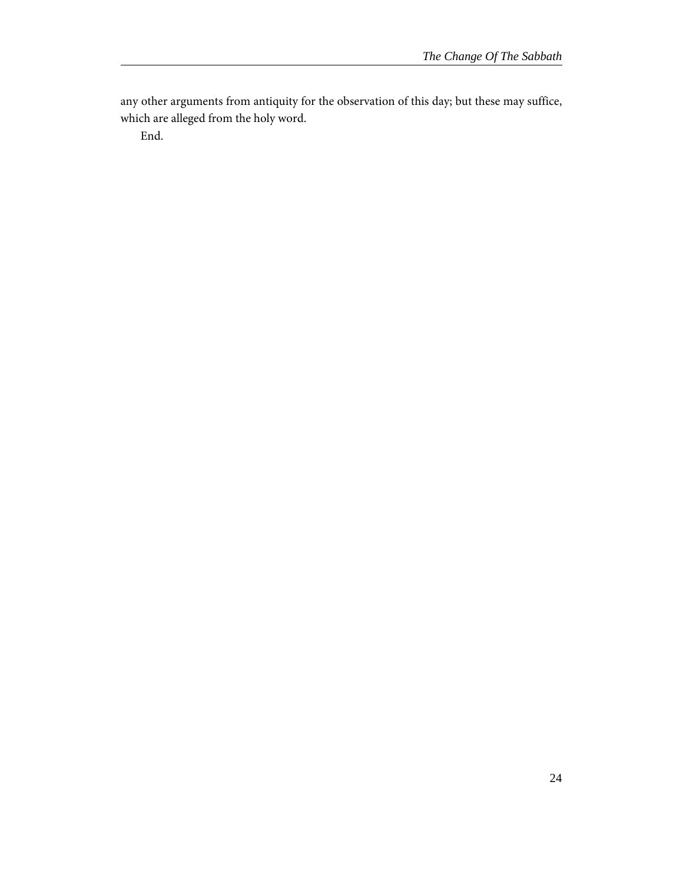any other arguments from antiquity for the observation of this day; but these may suffice, which are alleged from the holy word.

End.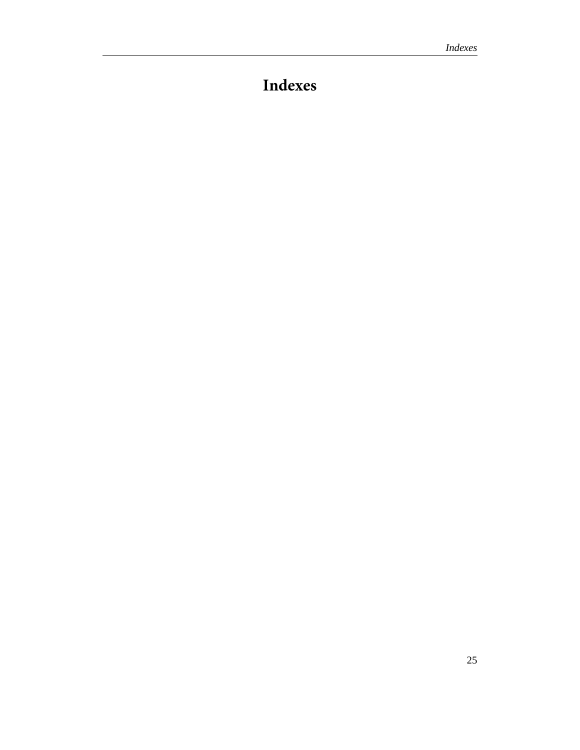# Indexes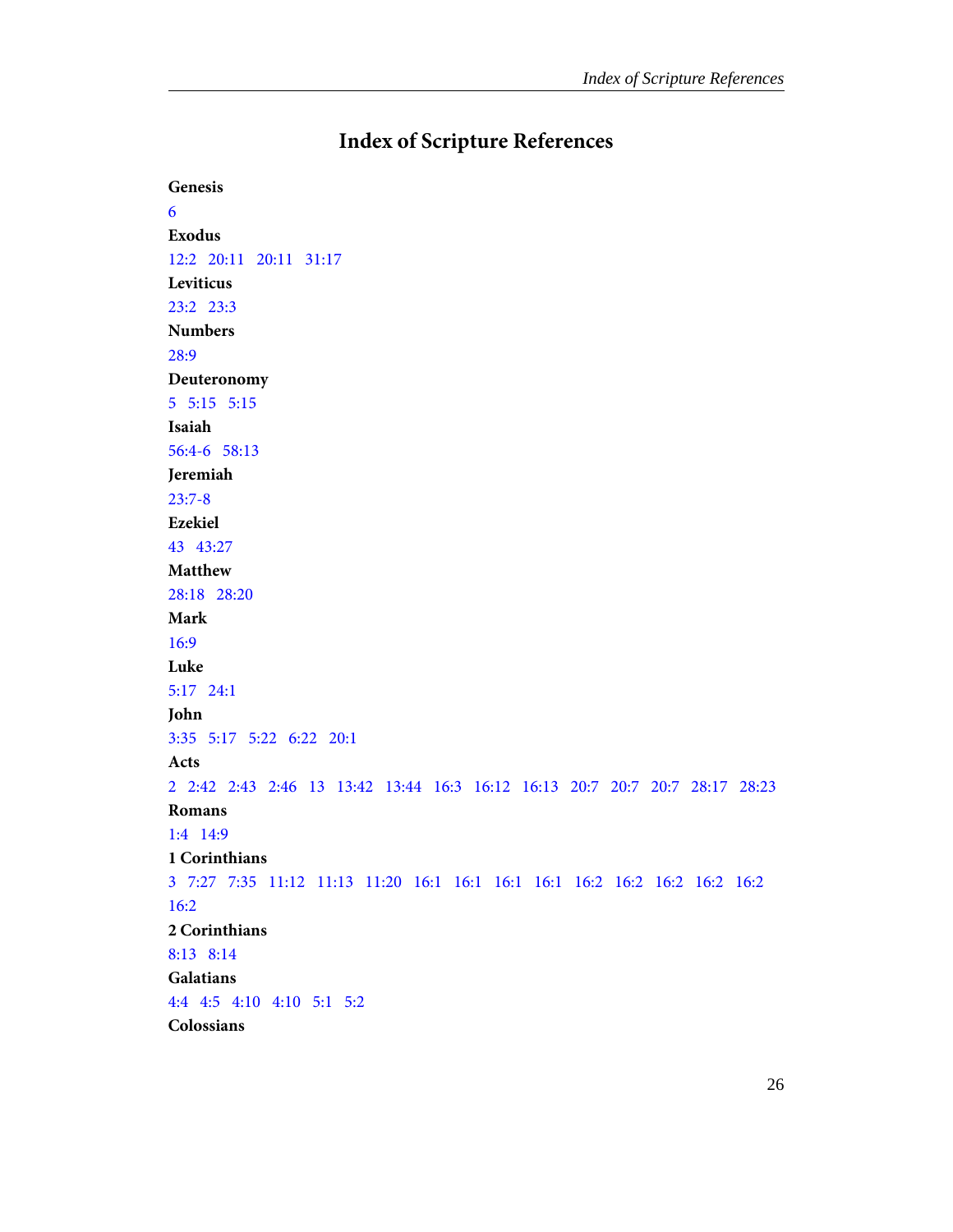# Index of Scripture References

**Genesis**

6

**Exodus**

12:2   20:11   20:11   31:17

**Leviticus**

23:2   23:3

**Numbers**

28:9

**Deuteronomy**

5   5:15   5:15

**Isaiah**

56:4-6   58:13

**Jeremiah**

23:7-8

**Ezekiel**

43   43:27

**Matthew**

28:18   28:20

**Mark**

16:9

**Luke**

5:17   24:1

**John**

3:35   5:17   5:22   6:22   20:1

**Acts**

2   2:42   2:43   2:46   13   13:42   13:44   16:3   16:12   16:13   20:7   20:7   20:7   28:17   28:23

**Romans**

1:4   14:9

**1 Corinthians**

3   7:27   7:35   11:12   11:13   11:20   16:1   16:1   16:1   16:1   16:2   16:2   16:2   16:2   16:2   16:2

**2 Corinthians**

8:13   8:14

**Galatians**

4:4   4:5   4:10   4:10   5:1   5:2

**Colossians**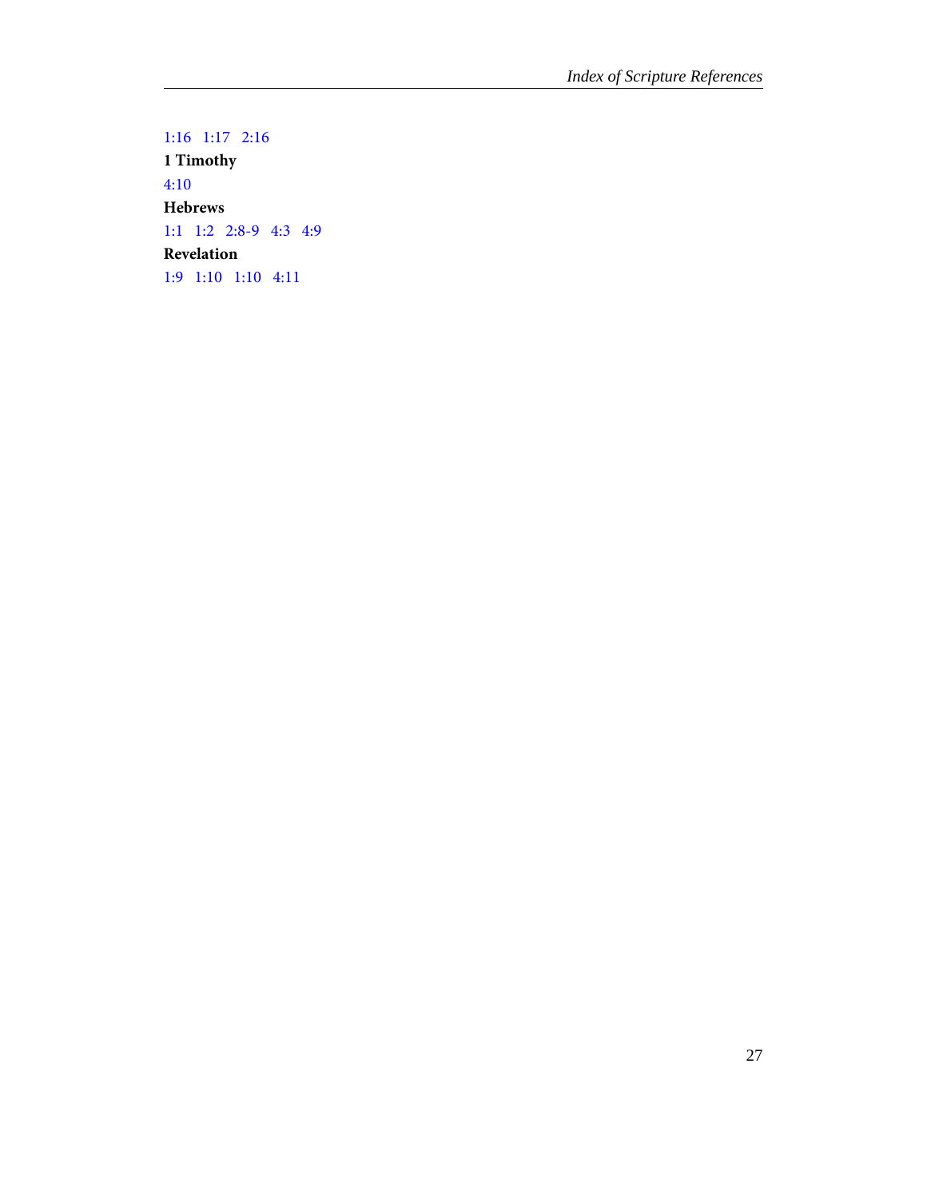1:16   1:17   2:16

**1 Timothy**

4:10

**Hebrews**

1:1   1:2   2:8-9   4:3   4:9

**Revelation**

1:9   1:10   1:10   4:11